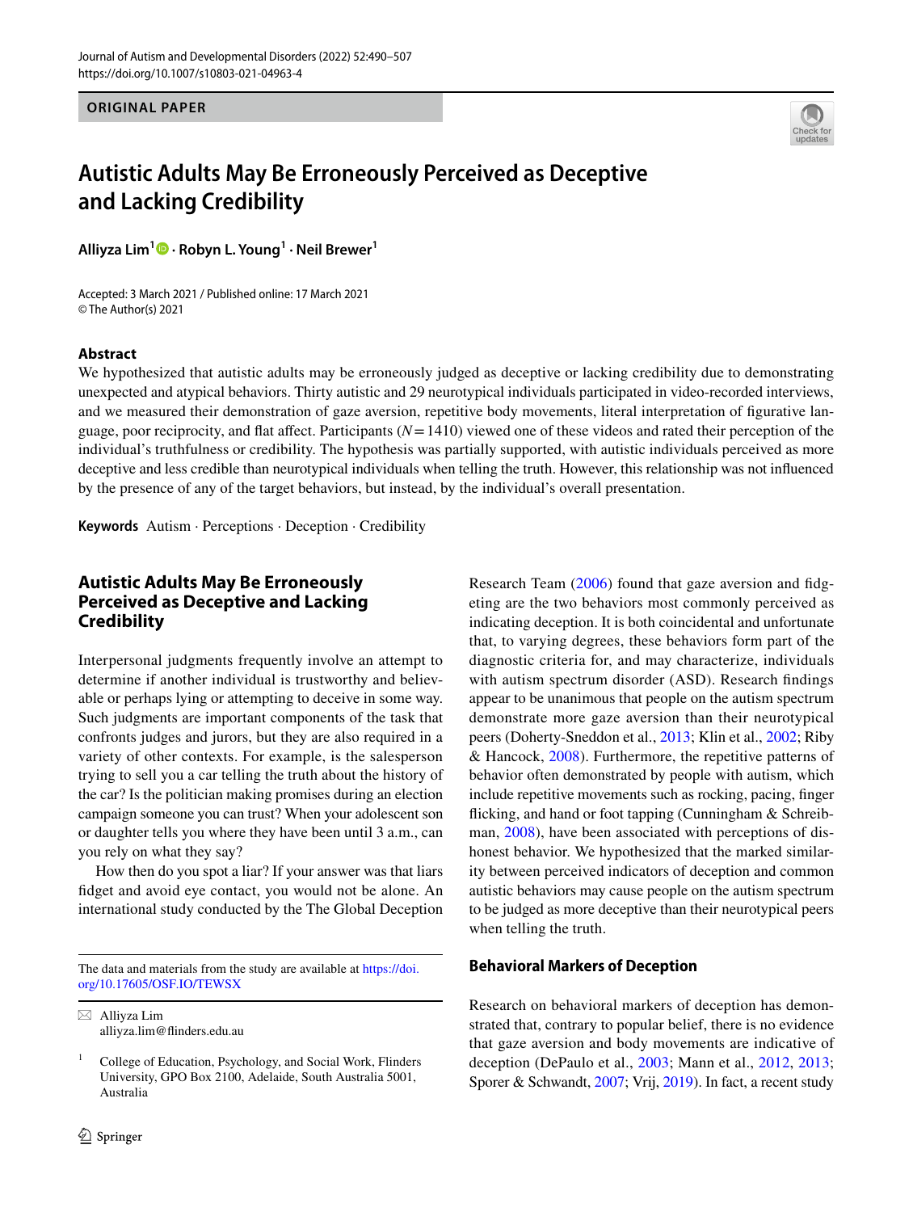ORIGINAL PAPER

# Autistic Adults May Be Erroneously Perceived as Deceptive and Lacking Credibility

**Alliyza Lim[1] · Robyn L. Young[1] · Neil Brewer[1]**

Accepted: 3 March 2021 / Published online: 17 March 2021
© The Author(s) 2021

## Abstract

We hypothesized that autistic adults may be erroneously judged as deceptive or lacking credibility due to demonstrating unexpected and atypical behaviors. Thirty autistic and 29 neurotypical individuals participated in video-recorded interviews, and we measured their demonstration of gaze aversion, repetitive body movements, literal interpretation of figurative language, poor reciprocity, and flat affect. Participants ($N = 1410$) viewed one of these videos and rated their perception of the individual's truthfulness or credibility. The hypothesis was partially supported, with autistic individuals perceived as more deceptive and less credible than neurotypical individuals when telling the truth. However, this relationship was not influenced by the presence of any of the target behaviors, but instead, by the individual's overall presentation.

**Keywords** Autism · Perceptions · Deception · Credibility

## Autistic Adults May Be Erroneously Perceived as Deceptive and Lacking Credibility

Interpersonal judgments frequently involve an attempt to determine if another individual is trustworthy and believable or perhaps lying or attempting to deceive in some way. Such judgments are important components of the task that confronts judges and jurors, but they are also required in a variety of other contexts. For example, is the salesperson trying to sell you a car telling the truth about the history of the car? Is the politician making promises during an election campaign someone you can trust? When your adolescent son or daughter tells you where they have been until 3 a.m., can you rely on what they say?

How then do you spot a liar? If your answer was that liars fidget and avoid eye contact, you would not be alone. An international study conducted by the The Global Deception Research Team (2006) found that gaze aversion and fidgeting are the two behaviors most commonly perceived as indicating deception. It is both coincidental and unfortunate that, to varying degrees, these behaviors form part of the diagnostic criteria for, and may characterize, individuals with autism spectrum disorder (ASD). Research findings appear to be unanimous that people on the autism spectrum demonstrate more gaze aversion than their neurotypical peers (Doherty-Sneddon et al., 2013; Klin et al., 2002; Riby & Hancock, 2008). Furthermore, the repetitive patterns of behavior often demonstrated by people with autism, which include repetitive movements such as rocking, pacing, finger flicking, and hand or foot tapping (Cunningham & Schreibman, 2008), have been associated with perceptions of dishonest behavior. We hypothesized that the marked similarity between perceived indicators of deception and common autistic behaviors may cause people on the autism spectrum to be judged as more deceptive than their neurotypical peers when telling the truth.

### Behavioral Markers of Deception

Research on behavioral markers of deception has demonstrated that, contrary to popular belief, there is no evidence that gaze aversion and body movements are indicative of deception (DePaulo et al., 2003; Mann et al., 2012, 2013; Sporer & Schwandt, 2007; Vrij, 2019). In fact, a recent study

The data and materials from the study are available at https://doi.org/10.17605/OSF.IO/TEWSX

✉ Alliyza Lim
alliyza.lim@flinders.edu.au

[1] College of Education, Psychology, and Social Work, Flinders University, GPO Box 2100, Adelaide, South Australia 5001, Australia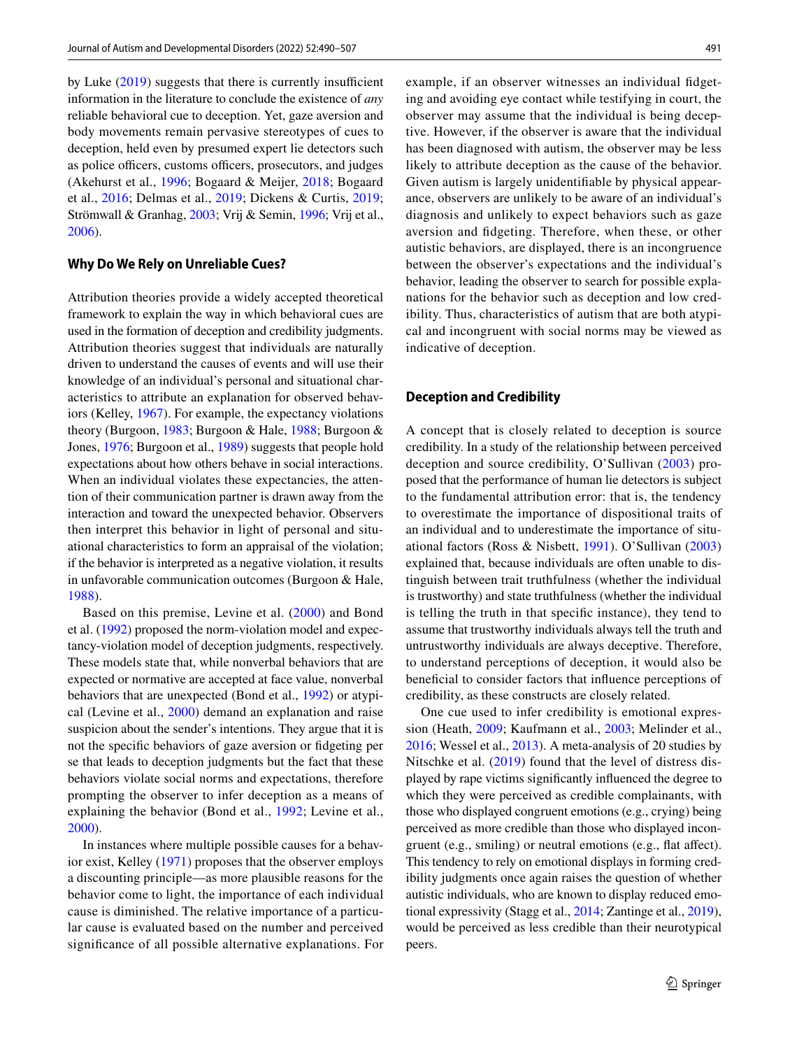by Luke (2019) suggests that there is currently insufficient information in the literature to conclude the existence of *any* reliable behavioral cue to deception. Yet, gaze aversion and body movements remain pervasive stereotypes of cues to deception, held even by presumed expert lie detectors such as police officers, customs officers, prosecutors, and judges (Akehurst et al., 1996; Bogaard & Meijer, 2018; Bogaard et al., 2016; Delmas et al., 2019; Dickens & Curtis, 2019; Strömwall & Granhag, 2003; Vrij & Semin, 1996; Vrij et al., 2006).

### Why Do We Rely on Unreliable Cues?

Attribution theories provide a widely accepted theoretical framework to explain the way in which behavioral cues are used in the formation of deception and credibility judgments. Attribution theories suggest that individuals are naturally driven to understand the causes of events and will use their knowledge of an individual's personal and situational characteristics to attribute an explanation for observed behaviors (Kelley, 1967). For example, the expectancy violations theory (Burgoon, 1983; Burgoon & Hale, 1988; Burgoon & Jones, 1976; Burgoon et al., 1989) suggests that people hold expectations about how others behave in social interactions. When an individual violates these expectancies, the attention of their communication partner is drawn away from the interaction and toward the unexpected behavior. Observers then interpret this behavior in light of personal and situational characteristics to form an appraisal of the violation; if the behavior is interpreted as a negative violation, it results in unfavorable communication outcomes (Burgoon & Hale, 1988).

Based on this premise, Levine et al. (2000) and Bond et al. (1992) proposed the norm-violation model and expectancy-violation model of deception judgments, respectively. These models state that, while nonverbal behaviors that are expected or normative are accepted at face value, nonverbal behaviors that are unexpected (Bond et al., 1992) or atypical (Levine et al., 2000) demand an explanation and raise suspicion about the sender's intentions. They argue that it is not the specific behaviors of gaze aversion or fidgeting per se that leads to deception judgments but the fact that these behaviors violate social norms and expectations, therefore prompting the observer to infer deception as a means of explaining the behavior (Bond et al., 1992; Levine et al., 2000).

In instances where multiple possible causes for a behavior exist, Kelley (1971) proposes that the observer employs a discounting principle—as more plausible reasons for the behavior come to light, the importance of each individual cause is diminished. The relative importance of a particular cause is evaluated based on the number and perceived significance of all possible alternative explanations. For example, if an observer witnesses an individual fidgeting and avoiding eye contact while testifying in court, the observer may assume that the individual is being deceptive. However, if the observer is aware that the individual has been diagnosed with autism, the observer may be less likely to attribute deception as the cause of the behavior. Given autism is largely unidentifiable by physical appearance, observers are unlikely to be aware of an individual's diagnosis and unlikely to expect behaviors such as gaze aversion and fidgeting. Therefore, when these, or other autistic behaviors, are displayed, there is an incongruence between the observer's expectations and the individual's behavior, leading the observer to search for possible explanations for the behavior such as deception and low credibility. Thus, characteristics of autism that are both atypical and incongruent with social norms may be viewed as indicative of deception.

### Deception and Credibility

A concept that is closely related to deception is source credibility. In a study of the relationship between perceived deception and source credibility, O'Sullivan (2003) proposed that the performance of human lie detectors is subject to the fundamental attribution error: that is, the tendency to overestimate the importance of dispositional traits of an individual and to underestimate the importance of situational factors (Ross & Nisbett, 1991). O'Sullivan (2003) explained that, because individuals are often unable to distinguish between trait truthfulness (whether the individual is trustworthy) and state truthfulness (whether the individual is telling the truth in that specific instance), they tend to assume that trustworthy individuals always tell the truth and untrustworthy individuals are always deceptive. Therefore, to understand perceptions of deception, it would also be beneficial to consider factors that influence perceptions of credibility, as these constructs are closely related.

One cue used to infer credibility is emotional expression (Heath, 2009; Kaufmann et al., 2003; Melinder et al., 2016; Wessel et al., 2013). A meta-analysis of 20 studies by Nitschke et al. (2019) found that the level of distress displayed by rape victims significantly influenced the degree to which they were perceived as credible complainants, with those who displayed congruent emotions (e.g., crying) being perceived as more credible than those who displayed incongruent (e.g., smiling) or neutral emotions (e.g., flat affect). This tendency to rely on emotional displays in forming credibility judgments once again raises the question of whether autistic individuals, who are known to display reduced emotional expressivity (Stagg et al., 2014; Zantinge et al., 2019), would be perceived as less credible than their neurotypical peers.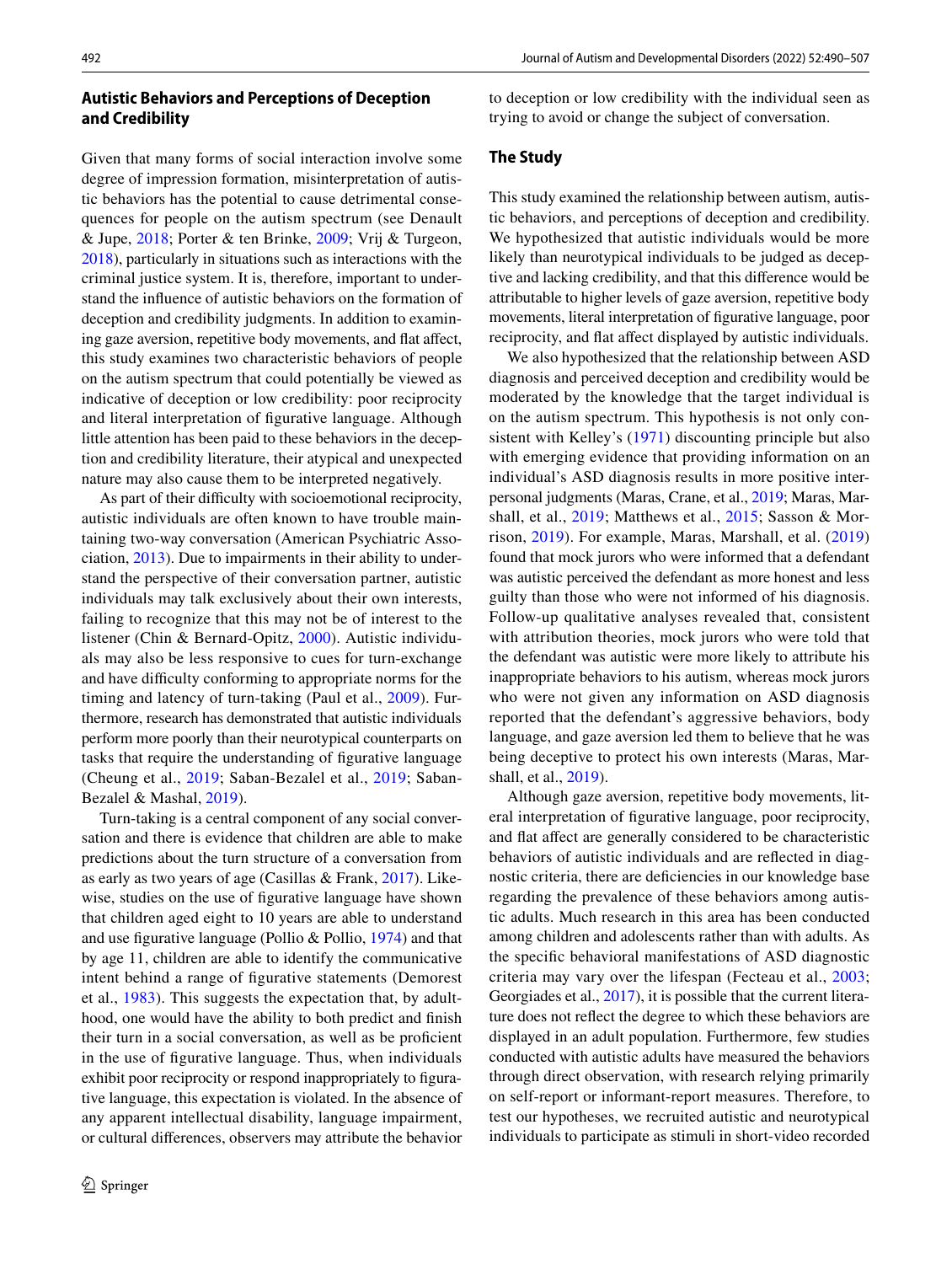### Autistic Behaviors and Perceptions of Deception and Credibility

Given that many forms of social interaction involve some degree of impression formation, misinterpretation of autistic behaviors has the potential to cause detrimental consequences for people on the autism spectrum (see Denault & Jupe, 2018; Porter & ten Brinke, 2009; Vrij & Turgeon, 2018), particularly in situations such as interactions with the criminal justice system. It is, therefore, important to understand the influence of autistic behaviors on the formation of deception and credibility judgments. In addition to examining gaze aversion, repetitive body movements, and flat affect, this study examines two characteristic behaviors of people on the autism spectrum that could potentially be viewed as indicative of deception or low credibility: poor reciprocity and literal interpretation of figurative language. Although little attention has been paid to these behaviors in the deception and credibility literature, their atypical and unexpected nature may also cause them to be interpreted negatively.

As part of their difficulty with socioemotional reciprocity, autistic individuals are often known to have trouble maintaining two-way conversation (American Psychiatric Association, 2013). Due to impairments in their ability to understand the perspective of their conversation partner, autistic individuals may talk exclusively about their own interests, failing to recognize that this may not be of interest to the listener (Chin & Bernard-Opitz, 2000). Autistic individuals may also be less responsive to cues for turn-exchange and have difficulty conforming to appropriate norms for the timing and latency of turn-taking (Paul et al., 2009). Furthermore, research has demonstrated that autistic individuals perform more poorly than their neurotypical counterparts on tasks that require the understanding of figurative language (Cheung et al., 2019; Saban-Bezalel et al., 2019; Saban-Bezalel & Mashal, 2019).

Turn-taking is a central component of any social conversation and there is evidence that children are able to make predictions about the turn structure of a conversation from as early as two years of age (Casillas & Frank, 2017). Likewise, studies on the use of figurative language have shown that children aged eight to 10 years are able to understand and use figurative language (Pollio & Pollio, 1974) and that by age 11, children are able to identify the communicative intent behind a range of figurative statements (Demorest et al., 1983). This suggests the expectation that, by adulthood, one would have the ability to both predict and finish their turn in a social conversation, as well as be proficient in the use of figurative language. Thus, when individuals exhibit poor reciprocity or respond inappropriately to figurative language, this expectation is violated. In the absence of any apparent intellectual disability, language impairment, or cultural differences, observers may attribute the behavior to deception or low credibility with the individual seen as trying to avoid or change the subject of conversation.

### The Study

This study examined the relationship between autism, autistic behaviors, and perceptions of deception and credibility. We hypothesized that autistic individuals would be more likely than neurotypical individuals to be judged as deceptive and lacking credibility, and that this difference would be attributable to higher levels of gaze aversion, repetitive body movements, literal interpretation of figurative language, poor reciprocity, and flat affect displayed by autistic individuals.

We also hypothesized that the relationship between ASD diagnosis and perceived deception and credibility would be moderated by the knowledge that the target individual is on the autism spectrum. This hypothesis is not only consistent with Kelley's (1971) discounting principle but also with emerging evidence that providing information on an individual's ASD diagnosis results in more positive interpersonal judgments (Maras, Crane, et al., 2019; Maras, Marshall, et al., 2019; Matthews et al., 2015; Sasson & Morrison, 2019). For example, Maras, Marshall, et al. (2019) found that mock jurors who were informed that a defendant was autistic perceived the defendant as more honest and less guilty than those who were not informed of his diagnosis. Follow-up qualitative analyses revealed that, consistent with attribution theories, mock jurors who were told that the defendant was autistic were more likely to attribute his inappropriate behaviors to his autism, whereas mock jurors who were not given any information on ASD diagnosis reported that the defendant's aggressive behaviors, body language, and gaze aversion led them to believe that he was being deceptive to protect his own interests (Maras, Marshall, et al., 2019).

Although gaze aversion, repetitive body movements, literal interpretation of figurative language, poor reciprocity, and flat affect are generally considered to be characteristic behaviors of autistic individuals and are reflected in diagnostic criteria, there are deficiencies in our knowledge base regarding the prevalence of these behaviors among autistic adults. Much research in this area has been conducted among children and adolescents rather than with adults. As the specific behavioral manifestations of ASD diagnostic criteria may vary over the lifespan (Fecteau et al., 2003; Georgiades et al., 2017), it is possible that the current literature does not reflect the degree to which these behaviors are displayed in an adult population. Furthermore, few studies conducted with autistic adults have measured the behaviors through direct observation, with research relying primarily on self-report or informant-report measures. Therefore, to test our hypotheses, we recruited autistic and neurotypical individuals to participate as stimuli in short-video recorded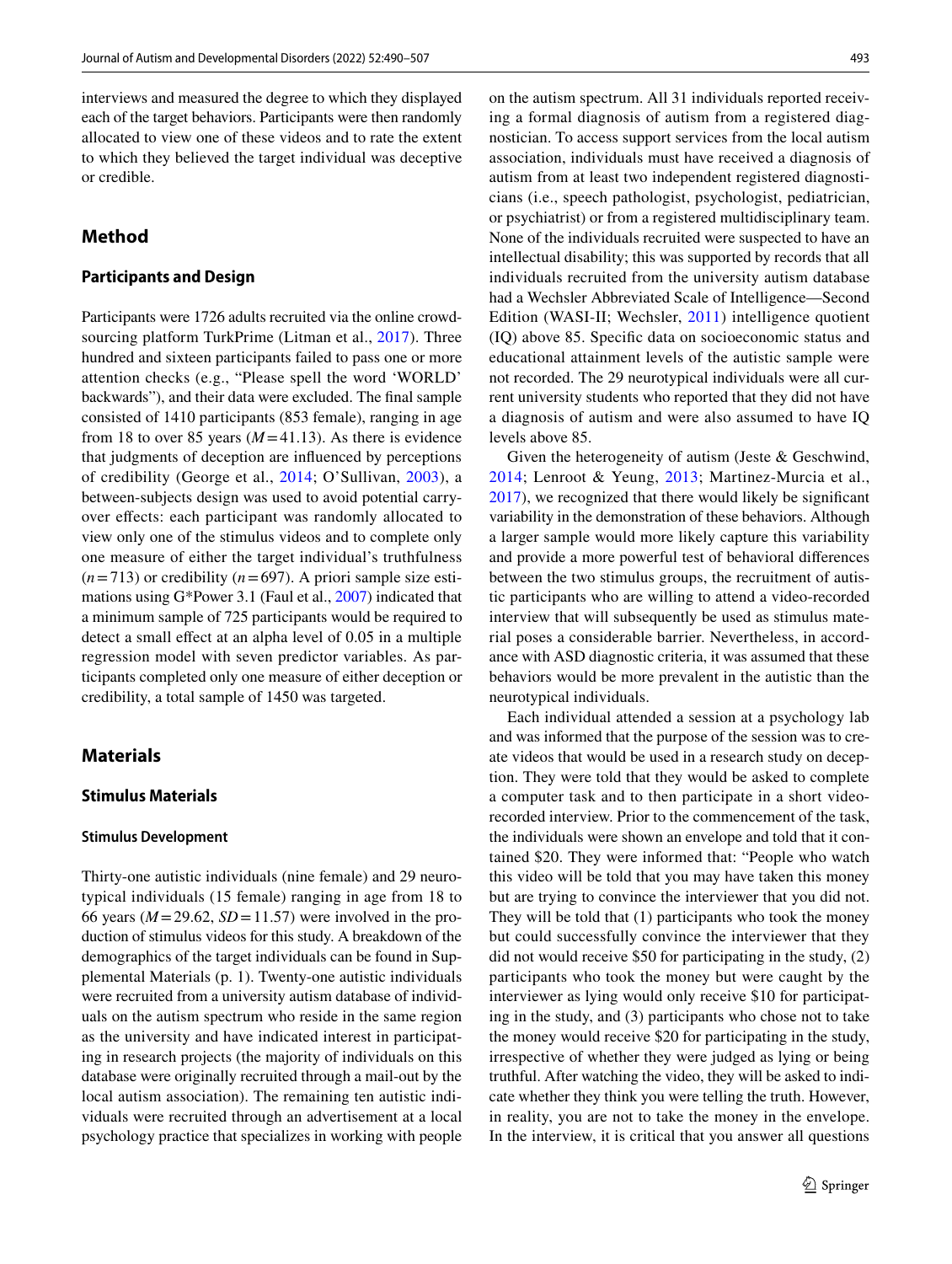interviews and measured the degree to which they displayed each of the target behaviors. Participants were then randomly allocated to view one of these videos and to rate the extent to which they believed the target individual was deceptive or credible.

## Method

### Participants and Design

Participants were 1726 adults recruited via the online crowdsourcing platform TurkPrime (Litman et al., 2017). Three hundred and sixteen participants failed to pass one or more attention checks (e.g., "Please spell the word 'WORLD' backwards"), and their data were excluded. The final sample consisted of 1410 participants (853 female), ranging in age from 18 to over 85 years ($M = 41.13$). As there is evidence that judgments of deception are influenced by perceptions of credibility (George et al., 2014; O'Sullivan, 2003), a between-subjects design was used to avoid potential carryover effects: each participant was randomly allocated to view only one of the stimulus videos and to complete only one measure of either the target individual's truthfulness ($n = 713$) or credibility ($n = 697$). A priori sample size estimations using G*Power 3.1 (Faul et al., 2007) indicated that a minimum sample of 725 participants would be required to detect a small effect at an alpha level of 0.05 in a multiple regression model with seven predictor variables. As participants completed only one measure of either deception or credibility, a total sample of 1450 was targeted.

## Materials

### Stimulus Materials

#### Stimulus Development

Thirty-one autistic individuals (nine female) and 29 neurotypical individuals (15 female) ranging in age from 18 to 66 years ($M = 29.62$, $SD = 11.57$) were involved in the production of stimulus videos for this study. A breakdown of the demographics of the target individuals can be found in Supplemental Materials (p. 1). Twenty-one autistic individuals were recruited from a university autism database of individuals on the autism spectrum who reside in the same region as the university and have indicated interest in participating in research projects (the majority of individuals on this database were originally recruited through a mail-out by the local autism association). The remaining ten autistic individuals were recruited through an advertisement at a local psychology practice that specializes in working with people on the autism spectrum. All 31 individuals reported receiving a formal diagnosis of autism from a registered diagnostician. To access support services from the local autism association, individuals must have received a diagnosis of autism from at least two independent registered diagnosticians (i.e., speech pathologist, psychologist, pediatrician, or psychiatrist) or from a registered multidisciplinary team. None of the individuals recruited were suspected to have an intellectual disability; this was supported by records that all individuals recruited from the university autism database had a Wechsler Abbreviated Scale of Intelligence—Second Edition (WASI-II; Wechsler, 2011) intelligence quotient (IQ) above 85. Specific data on socioeconomic status and educational attainment levels of the autistic sample were not recorded. The 29 neurotypical individuals were all current university students who reported that they did not have a diagnosis of autism and were also assumed to have IQ levels above 85.

Given the heterogeneity of autism (Jeste & Geschwind, 2014; Lenroot & Yeung, 2013; Martinez-Murcia et al., 2017), we recognized that there would likely be significant variability in the demonstration of these behaviors. Although a larger sample would more likely capture this variability and provide a more powerful test of behavioral differences between the two stimulus groups, the recruitment of autistic participants who are willing to attend a video-recorded interview that will subsequently be used as stimulus material poses a considerable barrier. Nevertheless, in accordance with ASD diagnostic criteria, it was assumed that these behaviors would be more prevalent in the autistic than the neurotypical individuals.

Each individual attended a session at a psychology lab and was informed that the purpose of the session was to create videos that would be used in a research study on deception. They were told that they would be asked to complete a computer task and to then participate in a short video-recorded interview. Prior to the commencement of the task, the individuals were shown an envelope and told that it contained $20. They were informed that: "People who watch this video will be told that you may have taken this money but are trying to convince the interviewer that you did not. They will be told that (1) participants who took the money but could successfully convince the interviewer that they did not would receive $50 for participating in the study, (2) participants who took the money but were caught by the interviewer as lying would only receive $10 for participating in the study, and (3) participants who chose not to take the money would receive $20 for participating in the study, irrespective of whether they were judged as lying or being truthful. After watching the video, they will be asked to indicate whether they think you were telling the truth. However, in reality, you are not to take the money in the envelope. In the interview, it is critical that you answer all questions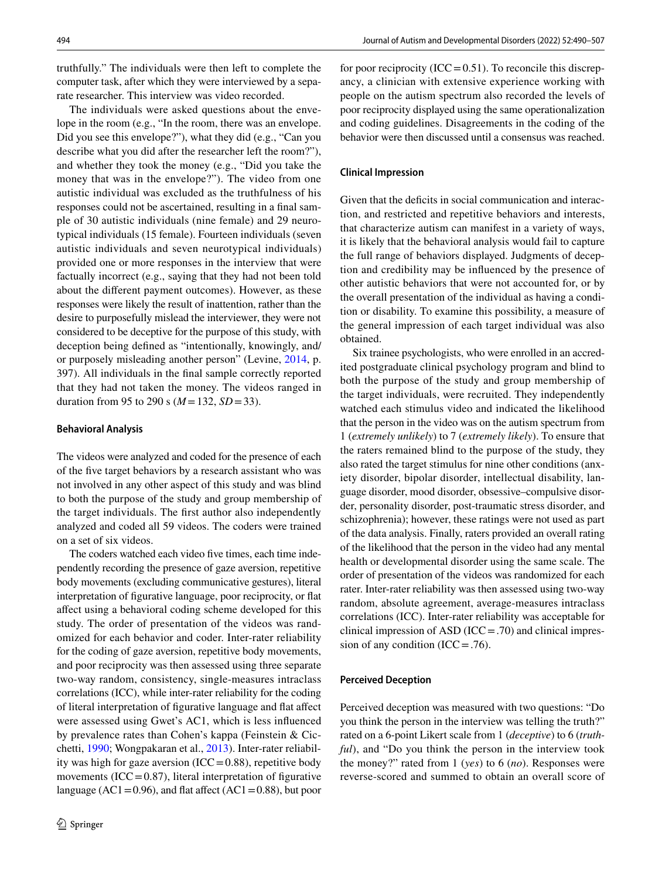truthfully." The individuals were then left to complete the computer task, after which they were interviewed by a separate researcher. This interview was video recorded.

The individuals were asked questions about the envelope in the room (e.g., "In the room, there was an envelope. Did you see this envelope?"), what they did (e.g., "Can you describe what you did after the researcher left the room?"), and whether they took the money (e.g., "Did you take the money that was in the envelope?"). The video from one autistic individual was excluded as the truthfulness of his responses could not be ascertained, resulting in a final sample of 30 autistic individuals (nine female) and 29 neurotypical individuals (15 female). Fourteen individuals (seven autistic individuals and seven neurotypical individuals) provided one or more responses in the interview that were factually incorrect (e.g., saying that they had not been told about the different payment outcomes). However, as these responses were likely the result of inattention, rather than the desire to purposefully mislead the interviewer, they were not considered to be deceptive for the purpose of this study, with deception being defined as "intentionally, knowingly, and/or purposely misleading another person" (Levine, 2014, p. 397). All individuals in the final sample correctly reported that they had not taken the money. The videos ranged in duration from 95 to 290 s (*M* = 132, *SD* = 33).

#### Behavioral Analysis

The videos were analyzed and coded for the presence of each of the five target behaviors by a research assistant who was not involved in any other aspect of this study and was blind to both the purpose of the study and group membership of the target individuals. The first author also independently analyzed and coded all 59 videos. The coders were trained on a set of six videos.

The coders watched each video five times, each time independently recording the presence of gaze aversion, repetitive body movements (excluding communicative gestures), literal interpretation of figurative language, poor reciprocity, or flat affect using a behavioral coding scheme developed for this study. The order of presentation of the videos was randomized for each behavior and coder. Inter-rater reliability for the coding of gaze aversion, repetitive body movements, and poor reciprocity was then assessed using three separate two-way random, consistency, single-measures intraclass correlations (ICC), while inter-rater reliability for the coding of literal interpretation of figurative language and flat affect were assessed using Gwet's AC1, which is less influenced by prevalence rates than Cohen's kappa (Feinstein & Cicchetti, 1990; Wongpakaran et al., 2013). Inter-rater reliability was high for gaze aversion (ICC = 0.88), repetitive body movements (ICC = 0.87), literal interpretation of figurative language (AC1 = 0.96), and flat affect (AC1 = 0.88), but poor for poor reciprocity (ICC = 0.51). To reconcile this discrepancy, a clinician with extensive experience working with people on the autism spectrum also recorded the levels of poor reciprocity displayed using the same operationalization and coding guidelines. Disagreements in the coding of the behavior were then discussed until a consensus was reached.

#### Clinical Impression

Given that the deficits in social communication and interaction, and restricted and repetitive behaviors and interests, that characterize autism can manifest in a variety of ways, it is likely that the behavioral analysis would fail to capture the full range of behaviors displayed. Judgments of deception and credibility may be influenced by the presence of other autistic behaviors that were not accounted for, or by the overall presentation of the individual as having a condition or disability. To examine this possibility, a measure of the general impression of each target individual was also obtained.

Six trainee psychologists, who were enrolled in an accredited postgraduate clinical psychology program and blind to both the purpose of the study and group membership of the target individuals, were recruited. They independently watched each stimulus video and indicated the likelihood that the person in the video was on the autism spectrum from 1 (*extremely unlikely*) to 7 (*extremely likely*). To ensure that the raters remained blind to the purpose of the study, they also rated the target stimulus for nine other conditions (anxiety disorder, bipolar disorder, intellectual disability, language disorder, mood disorder, obsessive–compulsive disorder, personality disorder, post-traumatic stress disorder, and schizophrenia); however, these ratings were not used as part of the data analysis. Finally, raters provided an overall rating of the likelihood that the person in the video had any mental health or developmental disorder using the same scale. The order of presentation of the videos was randomized for each rater. Inter-rater reliability was then assessed using two-way random, absolute agreement, average-measures intraclass correlations (ICC). Inter-rater reliability was acceptable for clinical impression of ASD (ICC = .70) and clinical impression of any condition (ICC = .76).

#### Perceived Deception

Perceived deception was measured with two questions: "Do you think the person in the interview was telling the truth?" rated on a 6-point Likert scale from 1 (*deceptive*) to 6 (*truthful*), and "Do you think the person in the interview took the money?" rated from 1 (*yes*) to 6 (*no*). Responses were reverse-scored and summed to obtain an overall score of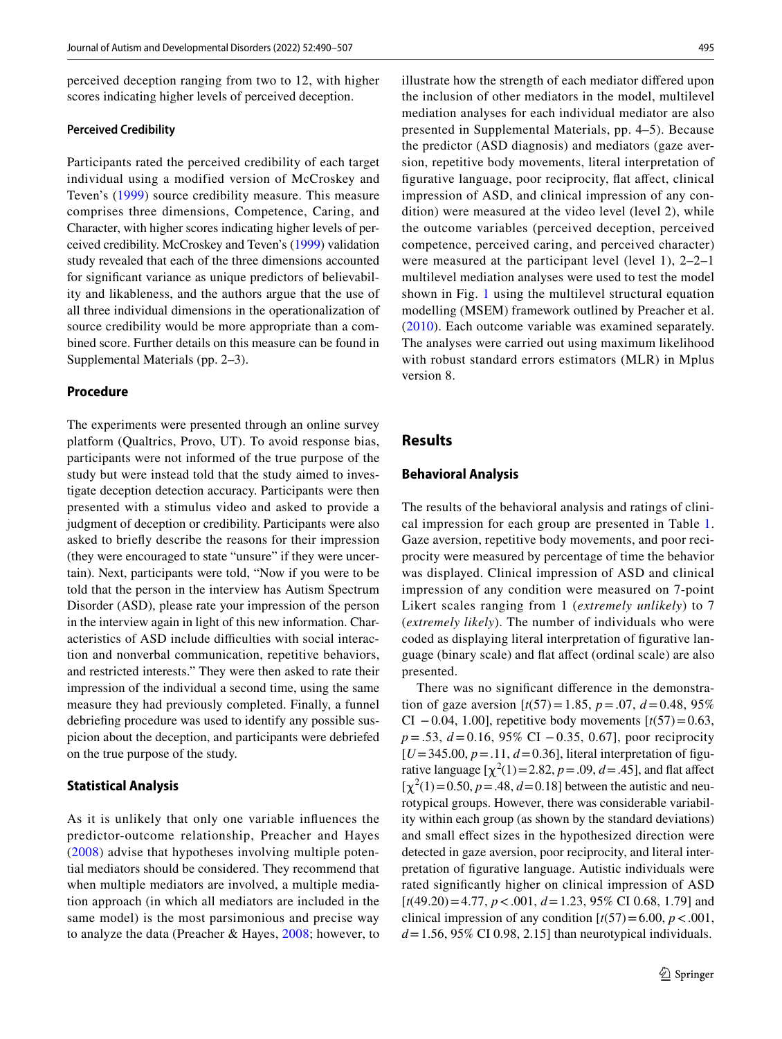perceived deception ranging from two to 12, with higher scores indicating higher levels of perceived deception.

#### Perceived Credibility

Participants rated the perceived credibility of each target individual using a modified version of McCroskey and Teven's (1999) source credibility measure. This measure comprises three dimensions, Competence, Caring, and Character, with higher scores indicating higher levels of perceived credibility. McCroskey and Teven's (1999) validation study revealed that each of the three dimensions accounted for significant variance as unique predictors of believability and likableness, and the authors argue that the use of all three individual dimensions in the operationalization of source credibility would be more appropriate than a combined score. Further details on this measure can be found in Supplemental Materials (pp. 2–3).

### Procedure

The experiments were presented through an online survey platform (Qualtrics, Provo, UT). To avoid response bias, participants were not informed of the true purpose of the study but were instead told that the study aimed to investigate deception detection accuracy. Participants were then presented with a stimulus video and asked to provide a judgment of deception or credibility. Participants were also asked to briefly describe the reasons for their impression (they were encouraged to state "unsure" if they were uncertain). Next, participants were told, "Now if you were to be told that the person in the interview has Autism Spectrum Disorder (ASD), please rate your impression of the person in the interview again in light of this new information. Characteristics of ASD include difficulties with social interaction and nonverbal communication, repetitive behaviors, and restricted interests." They were then asked to rate their impression of the individual a second time, using the same measure they had previously completed. Finally, a funnel debriefing procedure was used to identify any possible suspicion about the deception, and participants were debriefed on the true purpose of the study.

### Statistical Analysis

As it is unlikely that only one variable influences the predictor-outcome relationship, Preacher and Hayes (2008) advise that hypotheses involving multiple potential mediators should be considered. They recommend that when multiple mediators are involved, a multiple mediation approach (in which all mediators are included in the same model) is the most parsimonious and precise way to analyze the data (Preacher & Hayes, 2008; however, to illustrate how the strength of each mediator differed upon the inclusion of other mediators in the model, multilevel mediation analyses for each individual mediator are also presented in Supplemental Materials, pp. 4–5). Because the predictor (ASD diagnosis) and mediators (gaze aversion, repetitive body movements, literal interpretation of figurative language, poor reciprocity, flat affect, clinical impression of ASD, and clinical impression of any condition) were measured at the video level (level 2), while the outcome variables (perceived deception, perceived competence, perceived caring, and perceived character) were measured at the participant level (level 1), 2–2–1 multilevel mediation analyses were used to test the model shown in Fig. 1 using the multilevel structural equation modelling (MSEM) framework outlined by Preacher et al. (2010). Each outcome variable was examined separately. The analyses were carried out using maximum likelihood with robust standard errors estimators (MLR) in Mplus version 8.

## Results

### Behavioral Analysis

The results of the behavioral analysis and ratings of clinical impression for each group are presented in Table 1. Gaze aversion, repetitive body movements, and poor reciprocity were measured by percentage of time the behavior was displayed. Clinical impression of ASD and clinical impression of any condition were measured on 7-point Likert scales ranging from 1 (*extremely unlikely*) to 7 (*extremely likely*). The number of individuals who were coded as displaying literal interpretation of figurative language (binary scale) and flat affect (ordinal scale) are also presented.

There was no significant difference in the demonstration of gaze aversion [$t(57) = 1.85$, $p = .07$, $d = 0.48$, 95% CI −0.04, 1.00], repetitive body movements [$t(57) = 0.63$, $p = .53$, $d = 0.16$, 95% CI −0.35, 0.67], poor reciprocity [$U = 345.00$, $p = .11$, $d = 0.36$], literal interpretation of figurative language [$\chi^2(1) = 2.82$, $p = .09$, $d = .45$], and flat affect [$\chi^2(1) = 0.50$, $p = .48$, $d = 0.18$] between the autistic and neurotypical groups. However, there was considerable variability within each group (as shown by the standard deviations) and small effect sizes in the hypothesized direction were detected in gaze aversion, poor reciprocity, and literal interpretation of figurative language. Autistic individuals were rated significantly higher on clinical impression of ASD [$t(49.20) = 4.77$, $p < .001$, $d = 1.23$, 95% CI 0.68, 1.79] and clinical impression of any condition [$t(57) = 6.00$, $p < .001$, $d = 1.56$, 95% CI 0.98, 2.15] than neurotypical individuals.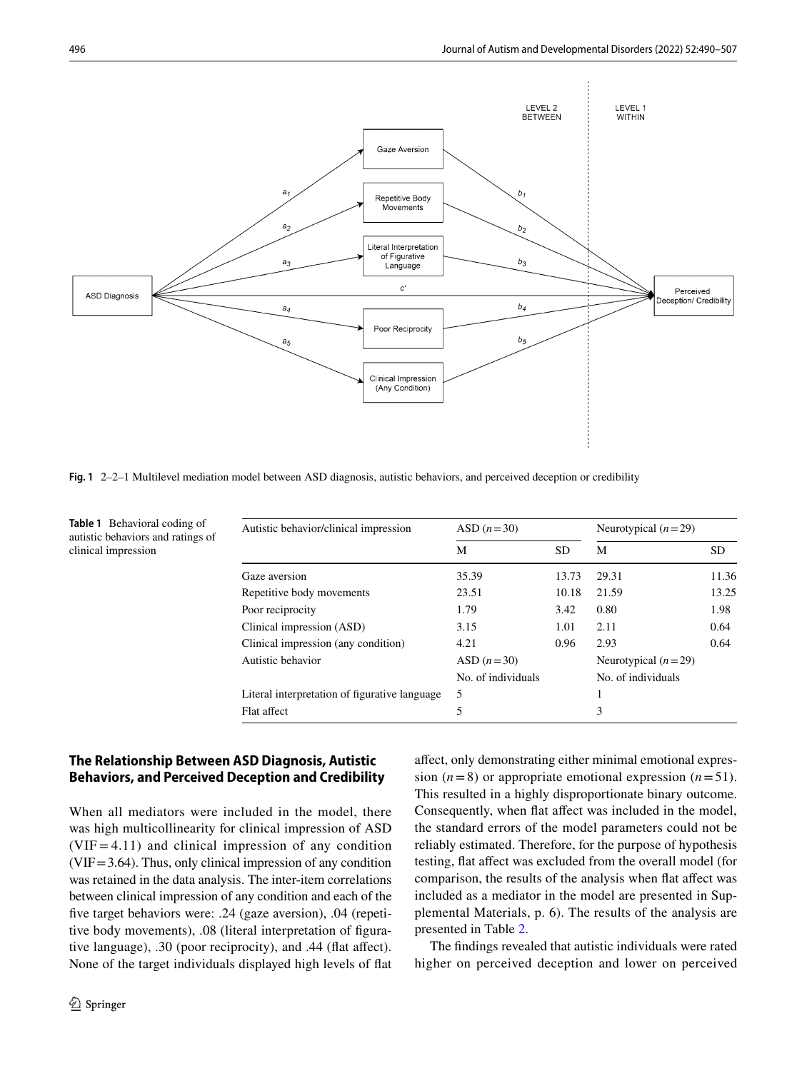**Fig. 1** 2–2–1 Multilevel mediation model between ASD diagnosis, autistic behaviors, and perceived deception or credibility

**Table 1** Behavioral coding of autistic behaviors and ratings of clinical impression

| Autistic behavior/clinical impression | ASD ($n = 30$) | | Neurotypical ($n = 29$) | |
|---|---|---|---|---|
| | M | SD | M | SD |
| Gaze aversion | 35.39 | 13.73 | 29.31 | 11.36 |
| Repetitive body movements | 23.51 | 10.18 | 21.59 | 13.25 |
| Poor reciprocity | 1.79 | 3.42 | 0.80 | 1.98 |
| Clinical impression (ASD) | 3.15 | 1.01 | 2.11 | 0.64 |
| Clinical impression (any condition) | 4.21 | 0.96 | 2.93 | 0.64 |
| Autistic behavior | ASD ($n = 30$) | | Neurotypical ($n = 29$) | |
| | No. of individuals | | No. of individuals | |
| Literal interpretation of figurative language | 5 | | 1 | |
| Flat affect | 5 | | 3 | |

## The Relationship Between ASD Diagnosis, Autistic Behaviors, and Perceived Deception and Credibility

When all mediators were included in the model, there was high multicollinearity for clinical impression of ASD (VIF = 4.11) and clinical impression of any condition (VIF = 3.64). Thus, only clinical impression of any condition was retained in the data analysis. The inter-item correlations between clinical impression of any condition and each of the five target behaviors were: .24 (gaze aversion), .04 (repetitive body movements), .08 (literal interpretation of figurative language), .30 (poor reciprocity), and .44 (flat affect). None of the target individuals displayed high levels of flat affect, only demonstrating either minimal emotional expression ($n = 8$) or appropriate emotional expression ($n = 51$). This resulted in a highly disproportionate binary outcome. Consequently, when flat affect was included in the model, the standard errors of the model parameters could not be reliably estimated. Therefore, for the purpose of hypothesis testing, flat affect was excluded from the overall model (for comparison, the results of the analysis when flat affect was included as a mediator in the model are presented in Supplemental Materials, p. 6). The results of the analysis are presented in Table 2.

The findings revealed that autistic individuals were rated higher on perceived deception and lower on perceived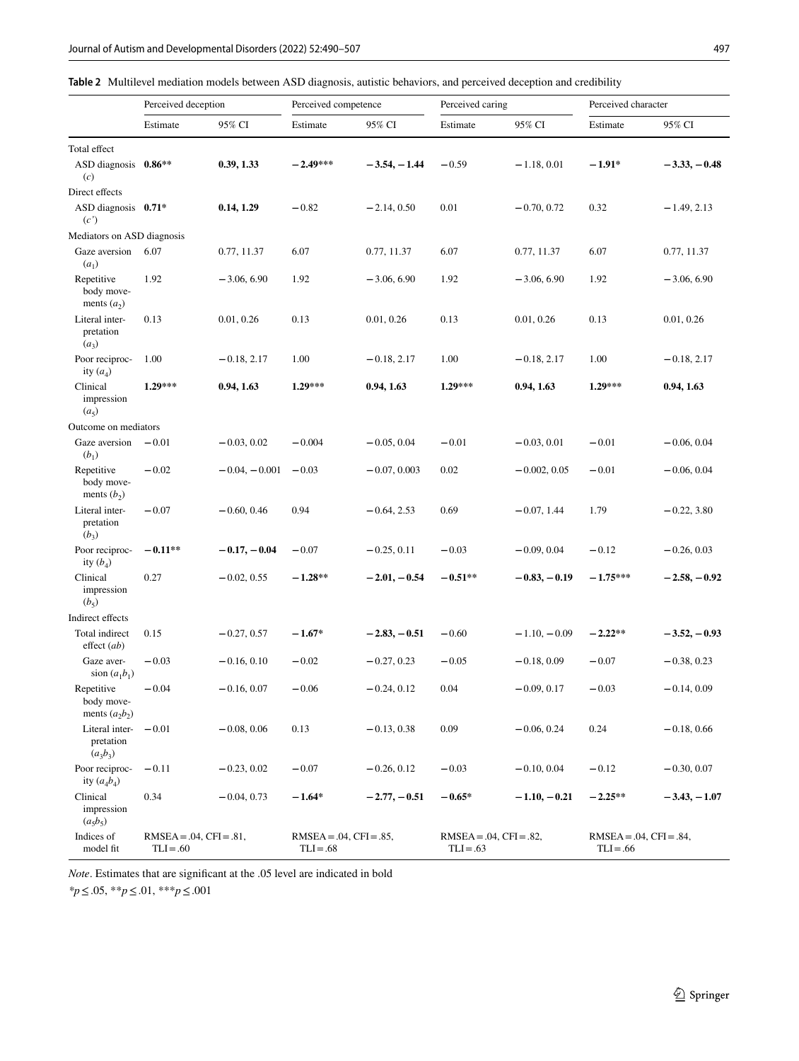**Table 2** Multilevel mediation models between ASD diagnosis, autistic behaviors, and perceived deception and credibility

| | Perceived deception | | Perceived competence | | Perceived caring | | Perceived character | |
|---|---|---|---|---|---|---|---|---|
| | Estimate | 95% CI | Estimate | 95% CI | Estimate | 95% CI | Estimate | 95% CI |
| Total effect | | | | | | | | |
| ASD diagnosis ($c$) | **0.86**** | **0.39, 1.33** | **−2.49***** | **−3.54, −1.44** | −0.59 | −1.18, 0.01 | **−1.91*** | **−3.33, −0.48** |
| Direct effects | | | | | | | | |
| ASD diagnosis ($c'$) | **0.71*** | **0.14, 1.29** | −0.82 | −2.14, 0.50 | 0.01 | −0.70, 0.72 | 0.32 | −1.49, 2.13 |
| Mediators on ASD diagnosis | | | | | | | | |
| Gaze aversion ($a_1$) | 6.07 | 0.77, 11.37 | 6.07 | 0.77, 11.37 | 6.07 | 0.77, 11.37 | 6.07 | 0.77, 11.37 |
| Repetitive body movements ($a_2$) | 1.92 | −3.06, 6.90 | 1.92 | −3.06, 6.90 | 1.92 | −3.06, 6.90 | 1.92 | −3.06, 6.90 |
| Literal interpretation ($a_3$) | 0.13 | 0.01, 0.26 | 0.13 | 0.01, 0.26 | 0.13 | 0.01, 0.26 | 0.13 | 0.01, 0.26 |
| Poor reciprocity ($a_4$) | 1.00 | −0.18, 2.17 | 1.00 | −0.18, 2.17 | 1.00 | −0.18, 2.17 | 1.00 | −0.18, 2.17 |
| Clinical impression ($a_5$) | **1.29***** | **0.94, 1.63** | **1.29***** | **0.94, 1.63** | **1.29***** | **0.94, 1.63** | **1.29***** | **0.94, 1.63** |
| Outcome on mediators | | | | | | | | |
| Gaze aversion ($b_1$) | −0.01 | −0.03, 0.02 | −0.004 | −0.05, 0.04 | −0.01 | −0.03, 0.01 | −0.01 | −0.06, 0.04 |
| Repetitive body movements ($b_2$) | −0.02 | −0.04, −0.001 | −0.03 | −0.07, 0.003 | 0.02 | −0.002, 0.05 | −0.01 | −0.06, 0.04 |
| Literal interpretation ($b_3$) | −0.07 | −0.60, 0.46 | 0.94 | −0.64, 2.53 | 0.69 | −0.07, 1.44 | 1.79 | −0.22, 3.80 |
| Poor reciprocity ($b_4$) | **−0.11**** | **−0.17, −0.04** | −0.07 | −0.25, 0.11 | −0.03 | −0.09, 0.04 | −0.12 | −0.26, 0.03 |
| Clinical impression ($b_5$) | 0.27 | −0.02, 0.55 | **−1.28**** | **−2.01, −0.54** | **−0.51**** | **−0.83, −0.19** | **−1.75***** | **−2.58, −0.92** |
| Indirect effects | | | | | | | | |
| Total indirect effect ($ab$) | 0.15 | −0.27, 0.57 | **−1.67*** | **−2.83, −0.51** | −0.60 | −1.10, −0.09 | **−2.22**** | **−3.52, −0.93** |
| Gaze aversion ($a_1b_1$) | −0.03 | −0.16, 0.10 | −0.02 | −0.27, 0.23 | −0.05 | −0.18, 0.09 | −0.07 | −0.38, 0.23 |
| Repetitive body movements ($a_2b_2$) | −0.04 | −0.16, 0.07 | −0.06 | −0.24, 0.12 | 0.04 | −0.09, 0.17 | −0.03 | −0.14, 0.09 |
| Literal interpretation ($a_3b_3$) | −0.01 | −0.08, 0.06 | 0.13 | −0.13, 0.38 | 0.09 | −0.06, 0.24 | 0.24 | −0.18, 0.66 |
| Poor reciprocity ($a_4b_4$) | −0.11 | −0.23, 0.02 | −0.07 | −0.26, 0.12 | −0.03 | −0.10, 0.04 | −0.12 | −0.30, 0.07 |
| Clinical impression ($a_5b_5$) | 0.34 | −0.04, 0.73 | **−1.64*** | **−2.77, −0.51** | **−0.65*** | **−1.10, −0.21** | **−2.25**** | **−3.43, −1.07** |
| Indices of model fit | RMSEA = .04, CFI = .81, TLI = .60 | | RMSEA = .04, CFI = .85, TLI = .68 | | RMSEA = .04, CFI = .82, TLI = .63 | | RMSEA = .04, CFI = .84, TLI = .66 | |

*Note*. Estimates that are significant at the .05 level are indicated in bold

*$p \leq .05$, **$p \leq .01$, ***$p \leq .001$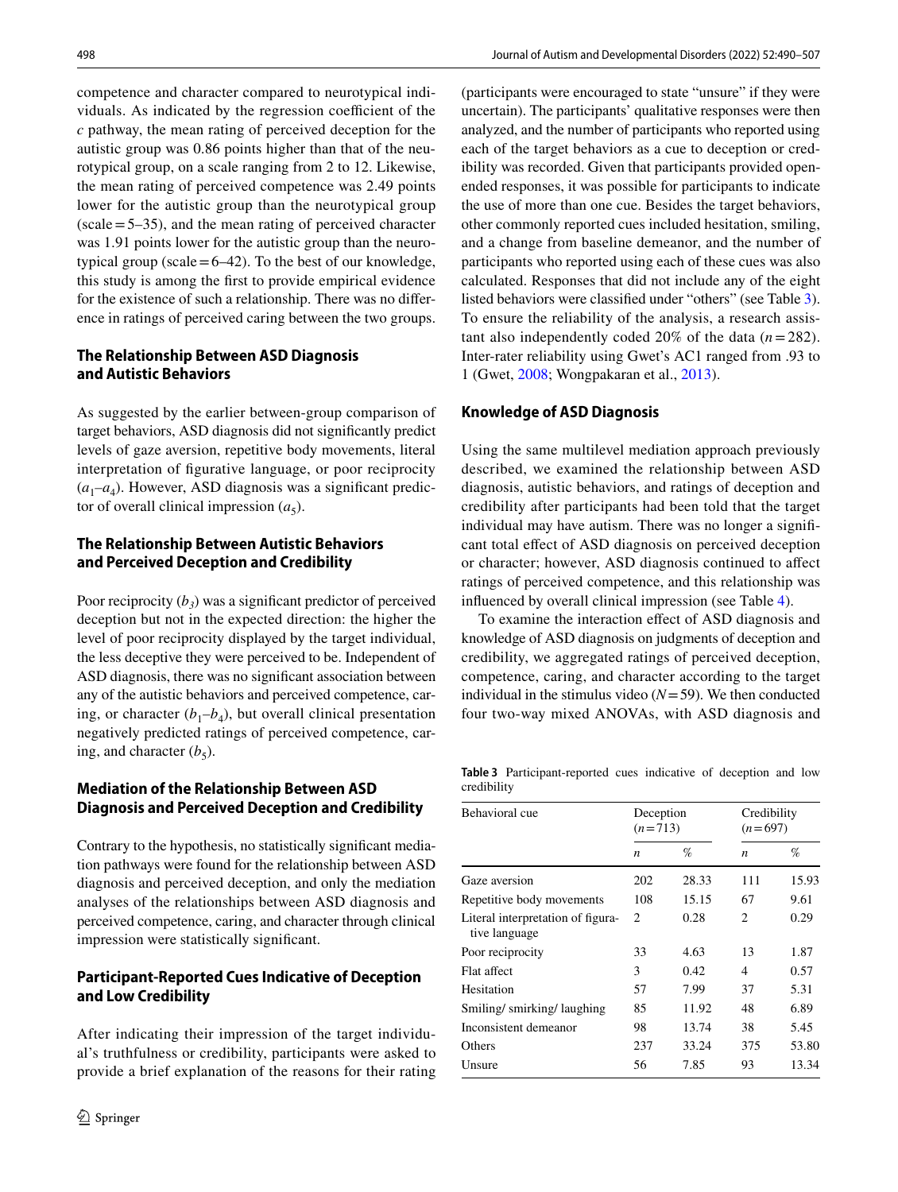competence and character compared to neurotypical individuals. As indicated by the regression coefficient of the *c* pathway, the mean rating of perceived deception for the autistic group was 0.86 points higher than that of the neurotypical group, on a scale ranging from 2 to 12. Likewise, the mean rating of perceived competence was 2.49 points lower for the autistic group than the neurotypical group (scale = 5–35), and the mean rating of perceived character was 1.91 points lower for the autistic group than the neurotypical group (scale = 6–42). To the best of our knowledge, this study is among the first to provide empirical evidence for the existence of such a relationship. There was no difference in ratings of perceived caring between the two groups.

### The Relationship Between ASD Diagnosis and Autistic Behaviors

As suggested by the earlier between-group comparison of target behaviors, ASD diagnosis did not significantly predict levels of gaze aversion, repetitive body movements, literal interpretation of figurative language, or poor reciprocity ($a_1$–$a_4$). However, ASD diagnosis was a significant predictor of overall clinical impression ($a_5$).

### The Relationship Between Autistic Behaviors and Perceived Deception and Credibility

Poor reciprocity ($b_3$) was a significant predictor of perceived deception but not in the expected direction: the higher the level of poor reciprocity displayed by the target individual, the less deceptive they were perceived to be. Independent of ASD diagnosis, there was no significant association between any of the autistic behaviors and perceived competence, caring, or character ($b_1$–$b_4$), but overall clinical presentation negatively predicted ratings of perceived competence, caring, and character ($b_5$).

### Mediation of the Relationship Between ASD Diagnosis and Perceived Deception and Credibility

Contrary to the hypothesis, no statistically significant mediation pathways were found for the relationship between ASD diagnosis and perceived deception, and only the mediation analyses of the relationships between ASD diagnosis and perceived competence, caring, and character through clinical impression were statistically significant.

### Participant-Reported Cues Indicative of Deception and Low Credibility

After indicating their impression of the target individual's truthfulness or credibility, participants were asked to provide a brief explanation of the reasons for their rating (participants were encouraged to state "unsure" if they were uncertain). The participants' qualitative responses were then analyzed, and the number of participants who reported using each of the target behaviors as a cue to deception or credibility was recorded. Given that participants provided open-ended responses, it was possible for participants to indicate the use of more than one cue. Besides the target behaviors, other commonly reported cues included hesitation, smiling, and a change from baseline demeanor, and the number of participants who reported using each of these cues was also calculated. Responses that did not include any of the eight listed behaviors were classified under "others" (see Table 3). To ensure the reliability of the analysis, a research assistant also independently coded 20% of the data ($n = 282$). Inter-rater reliability using Gwet's AC1 ranged from .93 to 1 (Gwet, 2008; Wongpakaran et al., 2013).

### Knowledge of ASD Diagnosis

Using the same multilevel mediation approach previously described, we examined the relationship between ASD diagnosis, autistic behaviors, and ratings of deception and credibility after participants had been told that the target individual may have autism. There was no longer a significant total effect of ASD diagnosis on perceived deception or character; however, ASD diagnosis continued to affect ratings of perceived competence, and this relationship was influenced by overall clinical impression (see Table 4).

To examine the interaction effect of ASD diagnosis and knowledge of ASD diagnosis on judgments of deception and credibility, we aggregated ratings of perceived deception, competence, caring, and character according to the target individual in the stimulus video ($N = 59$). We then conducted four two-way mixed ANOVAs, with ASD diagnosis and

**Table 3** Participant-reported cues indicative of deception and low credibility

| Behavioral cue | Deception ($n = 713$) | | Credibility ($n = 697$) | |
|---|---|---|---|---|
| | *n* | % | *n* | % |
| Gaze aversion | 202 | 28.33 | 111 | 15.93 |
| Repetitive body movements | 108 | 15.15 | 67 | 9.61 |
| Literal interpretation of figurative language | 2 | 0.28 | 2 | 0.29 |
| Poor reciprocity | 33 | 4.63 | 13 | 1.87 |
| Flat affect | 3 | 0.42 | 4 | 0.57 |
| Hesitation | 57 | 7.99 | 37 | 5.31 |
| Smiling/ smirking/ laughing | 85 | 11.92 | 48 | 6.89 |
| Inconsistent demeanor | 98 | 13.74 | 38 | 5.45 |
| Others | 237 | 33.24 | 375 | 53.80 |
| Unsure | 56 | 7.85 | 93 | 13.34 |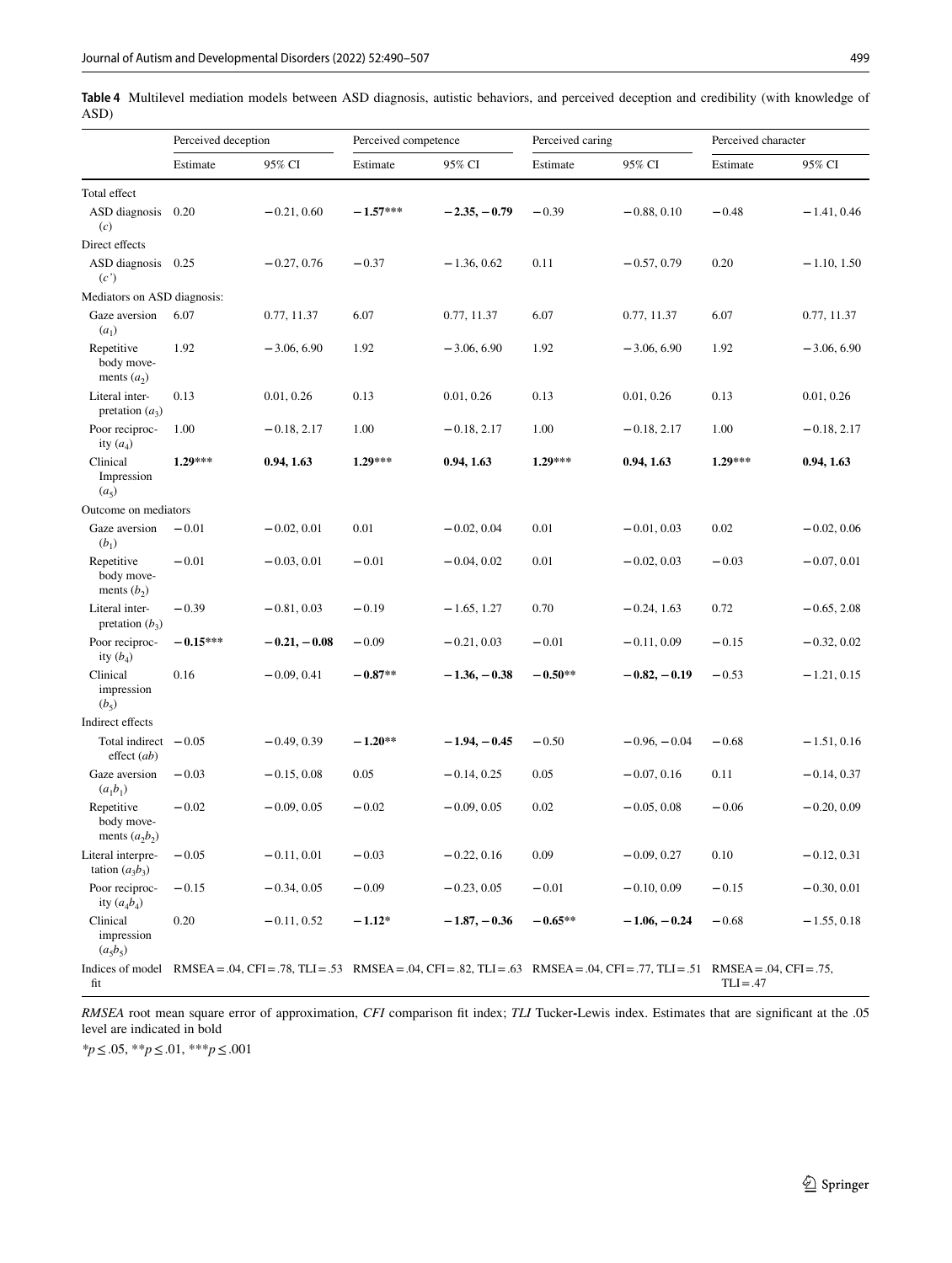**Table 4** Multilevel mediation models between ASD diagnosis, autistic behaviors, and perceived deception and credibility (with knowledge of ASD)

| | Perceived deception | | Perceived competence | | Perceived caring | | Perceived character | |
|---|---|---|---|---|---|---|---|---|
| | Estimate | 95% CI | Estimate | 95% CI | Estimate | 95% CI | Estimate | 95% CI |
| Total effect | | | | | | | | |
| ASD diagnosis ($c$) | 0.20 | −0.21, 0.60 | **−1.57*** ** | **−2.35, −0.79** | −0.39 | −0.88, 0.10 | −0.48 | −1.41, 0.46 |
| Direct effects | | | | | | | | |
| ASD diagnosis ($c'$) | 0.25 | −0.27, 0.76 | −0.37 | −1.36, 0.62 | 0.11 | −0.57, 0.79 | 0.20 | −1.10, 1.50 |
| Mediators on ASD diagnosis: | | | | | | | | |
| Gaze aversion ($a_1$) | 6.07 | 0.77, 11.37 | 6.07 | 0.77, 11.37 | 6.07 | 0.77, 11.37 | 6.07 | 0.77, 11.37 |
| Repetitive body movements ($a_2$) | 1.92 | −3.06, 6.90 | 1.92 | −3.06, 6.90 | 1.92 | −3.06, 6.90 | 1.92 | −3.06, 6.90 |
| Literal interpretation ($a_3$) | 0.13 | 0.01, 0.26 | 0.13 | 0.01, 0.26 | 0.13 | 0.01, 0.26 | 0.13 | 0.01, 0.26 |
| Poor reciprocity ($a_4$) | 1.00 | −0.18, 2.17 | 1.00 | −0.18, 2.17 | 1.00 | −0.18, 2.17 | 1.00 | −0.18, 2.17 |
| Clinical Impression ($a_5$) | **1.29*** ** | **0.94, 1.63** | **1.29*** ** | **0.94, 1.63** | **1.29*** ** | **0.94, 1.63** | **1.29*** ** | **0.94, 1.63** |
| Outcome on mediators | | | | | | | | |
| Gaze aversion ($b_1$) | −0.01 | −0.02, 0.01 | 0.01 | −0.02, 0.04 | 0.01 | −0.01, 0.03 | 0.02 | −0.02, 0.06 |
| Repetitive body movements ($b_2$) | −0.01 | −0.03, 0.01 | −0.01 | −0.04, 0.02 | 0.01 | −0.02, 0.03 | −0.03 | −0.07, 0.01 |
| Literal interpretation ($b_3$) | −0.39 | −0.81, 0.03 | −0.19 | −1.65, 1.27 | 0.70 | −0.24, 1.63 | 0.72 | −0.65, 2.08 |
| Poor reciprocity ($b_4$) | **−0.15*** ** | **−0.21, −0.08** | −0.09 | −0.21, 0.03 | −0.01 | −0.11, 0.09 | −0.15 | −0.32, 0.02 |
| Clinical impression ($b_5$) | 0.16 | −0.09, 0.41 | **−0.87** ** | **−1.36, −0.38** | **−0.50** ** | **−0.82, −0.19** | −0.53 | −1.21, 0.15 |
| Indirect effects | | | | | | | | |
| Total indirect effect ($ab$) | −0.05 | −0.49, 0.39 | **−1.20** ** | **−1.94, −0.45** | −0.50 | −0.96, −0.04 | −0.68 | −1.51, 0.16 |
| Gaze aversion ($a_1b_1$) | −0.03 | −0.15, 0.08 | 0.05 | −0.14, 0.25 | 0.05 | −0.07, 0.16 | 0.11 | −0.14, 0.37 |
| Repetitive body movements ($a_2b_2$) | −0.02 | −0.09, 0.05 | −0.02 | −0.09, 0.05 | 0.02 | −0.05, 0.08 | −0.06 | −0.20, 0.09 |
| Literal interpretation ($a_3b_3$) | −0.05 | −0.11, 0.01 | −0.03 | −0.22, 0.16 | 0.09 | −0.09, 0.27 | 0.10 | −0.12, 0.31 |
| Poor reciprocity ($a_4b_4$) | −0.15 | −0.34, 0.05 | −0.09 | −0.23, 0.05 | −0.01 | −0.10, 0.09 | −0.15 | −0.30, 0.01 |
| Clinical impression ($a_5b_5$) | 0.20 | −0.11, 0.52 | **−1.12*** | **−1.87, −0.36** | **−0.65** ** | **−1.06, −0.24** | −0.68 | −1.55, 0.18 |
| Indices of model fit | RMSEA = .04, CFI = .78, TLI = .53 | | RMSEA = .04, CFI = .82, TLI = .63 | | RMSEA = .04, CFI = .77, TLI = .51 | | RMSEA = .04, CFI = .75, TLI = .47 | |

*RMSEA* root mean square error of approximation, *CFI* comparison fit index; *TLI* Tucker-Lewis index. Estimates that are significant at the .05 level are indicated in bold

*$p \leq .05$, **$p \leq .01$, ***$p \leq .001$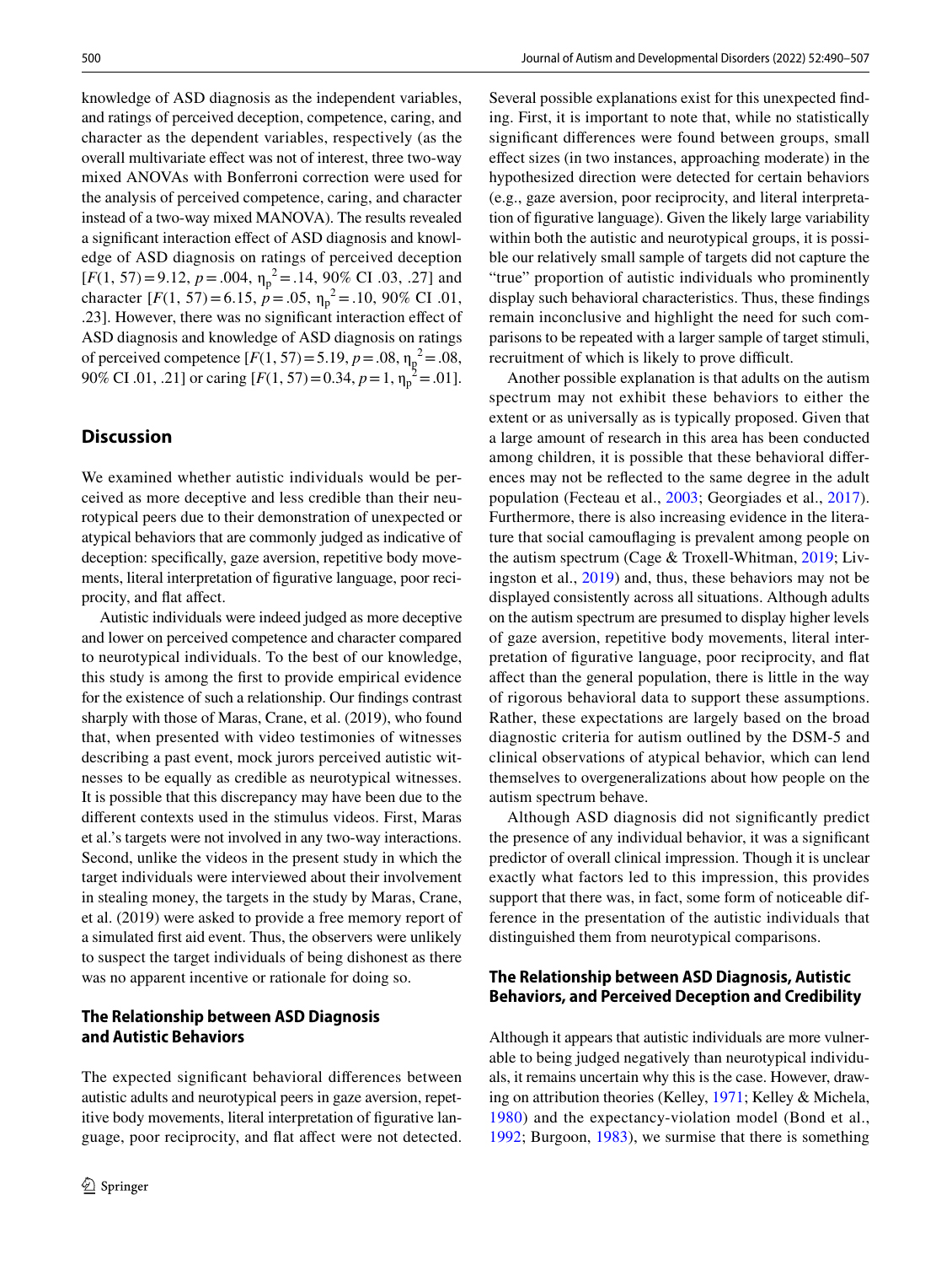knowledge of ASD diagnosis as the independent variables, and ratings of perceived deception, competence, caring, and character as the dependent variables, respectively (as the overall multivariate effect was not of interest, three two-way mixed ANOVAs with Bonferroni correction were used for the analysis of perceived competence, caring, and character instead of a two-way mixed MANOVA). The results revealed a significant interaction effect of ASD diagnosis and knowledge of ASD diagnosis on ratings of perceived deception [$F(1, 57) = 9.12$, $p = .004$, $\eta_p^2 = .14$, 90% CI .03, .27] and character [$F(1, 57) = 6.15$, $p = .05$, $\eta_p^2 = .10$, 90% CI .01, .23]. However, there was no significant interaction effect of ASD diagnosis and knowledge of ASD diagnosis on ratings of perceived competence [$F(1, 57) = 5.19$, $p = .08$, $\eta_p^2 = .08$, 90% CI .01, .21] or caring [$F(1, 57) = 0.34$, $p = 1$, $\eta_p^2 = .01$].

## Discussion

We examined whether autistic individuals would be perceived as more deceptive and less credible than their neurotypical peers due to their demonstration of unexpected or atypical behaviors that are commonly judged as indicative of deception: specifically, gaze aversion, repetitive body movements, literal interpretation of figurative language, poor reciprocity, and flat affect.

Autistic individuals were indeed judged as more deceptive and lower on perceived competence and character compared to neurotypical individuals. To the best of our knowledge, this study is among the first to provide empirical evidence for the existence of such a relationship. Our findings contrast sharply with those of Maras, Crane, et al. (2019), who found that, when presented with video testimonies of witnesses describing a past event, mock jurors perceived autistic witnesses to be equally as credible as neurotypical witnesses. It is possible that this discrepancy may have been due to the different contexts used in the stimulus videos. First, Maras et al.'s targets were not involved in any two-way interactions. Second, unlike the videos in the present study in which the target individuals were interviewed about their involvement in stealing money, the targets in the study by Maras, Crane, et al. (2019) were asked to provide a free memory report of a simulated first aid event. Thus, the observers were unlikely to suspect the target individuals of being dishonest as there was no apparent incentive or rationale for doing so.

### The Relationship between ASD Diagnosis and Autistic Behaviors

The expected significant behavioral differences between autistic adults and neurotypical peers in gaze aversion, repetitive body movements, literal interpretation of figurative language, poor reciprocity, and flat affect were not detected. Several possible explanations exist for this unexpected finding. First, it is important to note that, while no statistically significant differences were found between groups, small effect sizes (in two instances, approaching moderate) in the hypothesized direction were detected for certain behaviors (e.g., gaze aversion, poor reciprocity, and literal interpretation of figurative language). Given the likely large variability within both the autistic and neurotypical groups, it is possible our relatively small sample of targets did not capture the "true" proportion of autistic individuals who prominently display such behavioral characteristics. Thus, these findings remain inconclusive and highlight the need for such comparisons to be repeated with a larger sample of target stimuli, recruitment of which is likely to prove difficult.

Another possible explanation is that adults on the autism spectrum may not exhibit these behaviors to either the extent or as universally as is typically proposed. Given that a large amount of research in this area has been conducted among children, it is possible that these behavioral differences may not be reflected to the same degree in the adult population (Fecteau et al., 2003; Georgiades et al., 2017). Furthermore, there is also increasing evidence in the literature that social camouflaging is prevalent among people on the autism spectrum (Cage & Troxell-Whitman, 2019; Livingston et al., 2019) and, thus, these behaviors may not be displayed consistently across all situations. Although adults on the autism spectrum are presumed to display higher levels of gaze aversion, repetitive body movements, literal interpretation of figurative language, poor reciprocity, and flat affect than the general population, there is little in the way of rigorous behavioral data to support these assumptions. Rather, these expectations are largely based on the broad diagnostic criteria for autism outlined by the DSM-5 and clinical observations of atypical behavior, which can lend themselves to overgeneralizations about how people on the autism spectrum behave.

Although ASD diagnosis did not significantly predict the presence of any individual behavior, it was a significant predictor of overall clinical impression. Though it is unclear exactly what factors led to this impression, this provides support that there was, in fact, some form of noticeable difference in the presentation of the autistic individuals that distinguished them from neurotypical comparisons.

### The Relationship between ASD Diagnosis, Autistic Behaviors, and Perceived Deception and Credibility

Although it appears that autistic individuals are more vulnerable to being judged negatively than neurotypical individuals, it remains uncertain why this is the case. However, drawing on attribution theories (Kelley, 1971; Kelley & Michela, 1980) and the expectancy-violation model (Bond et al., 1992; Burgoon, 1983), we surmise that there is something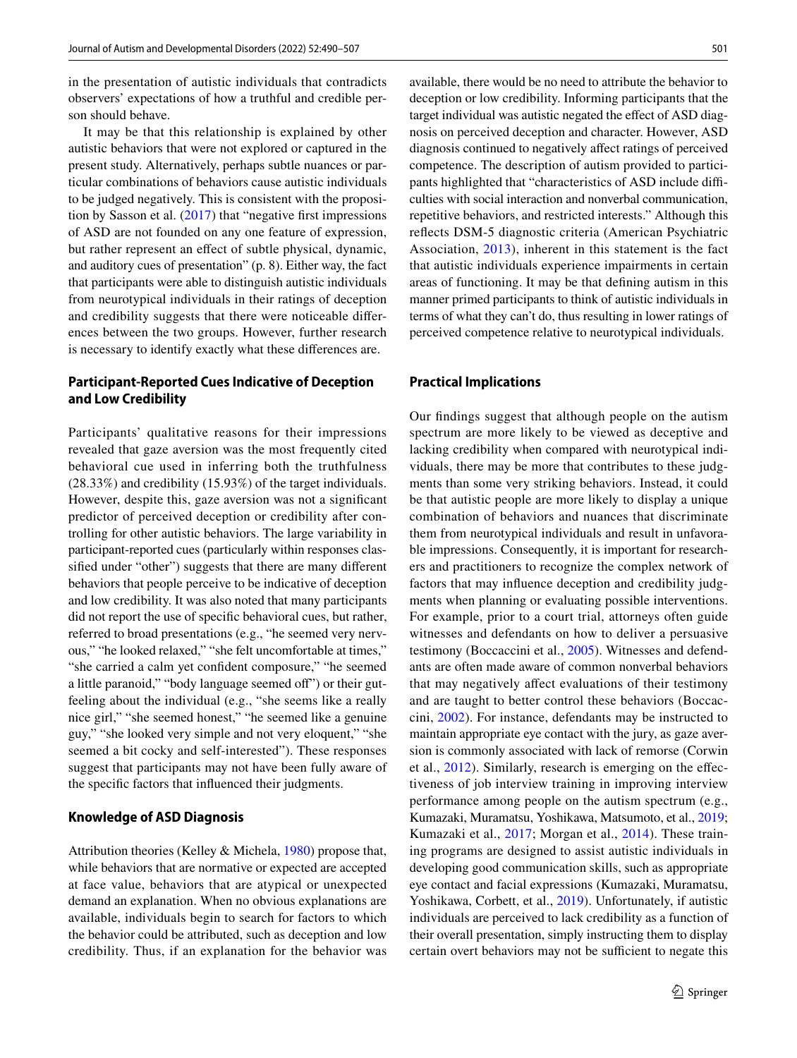in the presentation of autistic individuals that contradicts observers' expectations of how a truthful and credible person should behave.

It may be that this relationship is explained by other autistic behaviors that were not explored or captured in the present study. Alternatively, perhaps subtle nuances or particular combinations of behaviors cause autistic individuals to be judged negatively. This is consistent with the proposition by Sasson et al. (2017) that "negative first impressions of ASD are not founded on any one feature of expression, but rather represent an effect of subtle physical, dynamic, and auditory cues of presentation" (p. 8). Either way, the fact that participants were able to distinguish autistic individuals from neurotypical individuals in their ratings of deception and credibility suggests that there were noticeable differences between the two groups. However, further research is necessary to identify exactly what these differences are.

### Participant-Reported Cues Indicative of Deception and Low Credibility

Participants' qualitative reasons for their impressions revealed that gaze aversion was the most frequently cited behavioral cue used in inferring both the truthfulness (28.33%) and credibility (15.93%) of the target individuals. However, despite this, gaze aversion was not a significant predictor of perceived deception or credibility after controlling for other autistic behaviors. The large variability in participant-reported cues (particularly within responses classified under "other") suggests that there are many different behaviors that people perceive to be indicative of deception and low credibility. It was also noted that many participants did not report the use of specific behavioral cues, but rather, referred to broad presentations (e.g., "he seemed very nervous," "he looked relaxed," "she felt uncomfortable at times," "she carried a calm yet confident composure," "he seemed a little paranoid," "body language seemed off") or their gut-feeling about the individual (e.g., "she seems like a really nice girl," "she seemed honest," "he seemed like a genuine guy," "she looked very simple and not very eloquent," "she seemed a bit cocky and self-interested"). These responses suggest that participants may not have been fully aware of the specific factors that influenced their judgments.

### Knowledge of ASD Diagnosis

Attribution theories (Kelley & Michela, 1980) propose that, while behaviors that are normative or expected are accepted at face value, behaviors that are atypical or unexpected demand an explanation. When no obvious explanations are available, individuals begin to search for factors to which the behavior could be attributed, such as deception and low credibility. Thus, if an explanation for the behavior was available, there would be no need to attribute the behavior to deception or low credibility. Informing participants that the target individual was autistic negated the effect of ASD diagnosis on perceived deception and character. However, ASD diagnosis continued to negatively affect ratings of perceived competence. The description of autism provided to participants highlighted that "characteristics of ASD include difficulties with social interaction and nonverbal communication, repetitive behaviors, and restricted interests." Although this reflects DSM-5 diagnostic criteria (American Psychiatric Association, 2013), inherent in this statement is the fact that autistic individuals experience impairments in certain areas of functioning. It may be that defining autism in this manner primed participants to think of autistic individuals in terms of what they can't do, thus resulting in lower ratings of perceived competence relative to neurotypical individuals.

### Practical Implications

Our findings suggest that although people on the autism spectrum are more likely to be viewed as deceptive and lacking credibility when compared with neurotypical individuals, there may be more that contributes to these judgments than some very striking behaviors. Instead, it could be that autistic people are more likely to display a unique combination of behaviors and nuances that discriminate them from neurotypical individuals and result in unfavorable impressions. Consequently, it is important for researchers and practitioners to recognize the complex network of factors that may influence deception and credibility judgments when planning or evaluating possible interventions. For example, prior to a court trial, attorneys often guide witnesses and defendants on how to deliver a persuasive testimony (Boccaccini et al., 2005). Witnesses and defendants are often made aware of common nonverbal behaviors that may negatively affect evaluations of their testimony and are taught to better control these behaviors (Boccaccini, 2002). For instance, defendants may be instructed to maintain appropriate eye contact with the jury, as gaze aversion is commonly associated with lack of remorse (Corwin et al., 2012). Similarly, research is emerging on the effectiveness of job interview training in improving interview performance among people on the autism spectrum (e.g., Kumazaki, Muramatsu, Yoshikawa, Matsumoto, et al., 2019; Kumazaki et al., 2017; Morgan et al., 2014). These training programs are designed to assist autistic individuals in developing good communication skills, such as appropriate eye contact and facial expressions (Kumazaki, Muramatsu, Yoshikawa, Corbett, et al., 2019). Unfortunately, if autistic individuals are perceived to lack credibility as a function of their overall presentation, simply instructing them to display certain overt behaviors may not be sufficient to negate this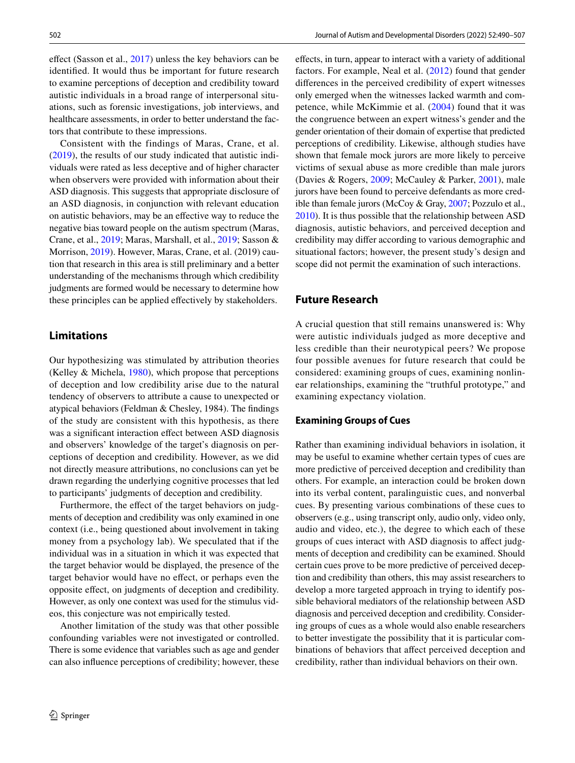effect (Sasson et al., 2017) unless the key behaviors can be identified. It would thus be important for future research to examine perceptions of deception and credibility toward autistic individuals in a broad range of interpersonal situations, such as forensic investigations, job interviews, and healthcare assessments, in order to better understand the factors that contribute to these impressions.

Consistent with the findings of Maras, Crane, et al. (2019), the results of our study indicated that autistic individuals were rated as less deceptive and of higher character when observers were provided with information about their ASD diagnosis. This suggests that appropriate disclosure of an ASD diagnosis, in conjunction with relevant education on autistic behaviors, may be an effective way to reduce the negative bias toward people on the autism spectrum (Maras, Crane, et al., 2019; Maras, Marshall, et al., 2019; Sasson & Morrison, 2019). However, Maras, Crane, et al. (2019) caution that research in this area is still preliminary and a better understanding of the mechanisms through which credibility judgments are formed would be necessary to determine how these principles can be applied effectively by stakeholders.

## Limitations

Our hypothesizing was stimulated by attribution theories (Kelley & Michela, 1980), which propose that perceptions of deception and low credibility arise due to the natural tendency of observers to attribute a cause to unexpected or atypical behaviors (Feldman & Chesley, 1984). The findings of the study are consistent with this hypothesis, as there was a significant interaction effect between ASD diagnosis and observers' knowledge of the target's diagnosis on perceptions of deception and credibility. However, as we did not directly measure attributions, no conclusions can yet be drawn regarding the underlying cognitive processes that led to participants' judgments of deception and credibility.

Furthermore, the effect of the target behaviors on judgments of deception and credibility was only examined in one context (i.e., being questioned about involvement in taking money from a psychology lab). We speculated that if the individual was in a situation in which it was expected that the target behavior would be displayed, the presence of the target behavior would have no effect, or perhaps even the opposite effect, on judgments of deception and credibility. However, as only one context was used for the stimulus videos, this conjecture was not empirically tested.

Another limitation of the study was that other possible confounding variables were not investigated or controlled. There is some evidence that variables such as age and gender can also influence perceptions of credibility; however, these effects, in turn, appear to interact with a variety of additional factors. For example, Neal et al. (2012) found that gender differences in the perceived credibility of expert witnesses only emerged when the witnesses lacked warmth and competence, while McKimmie et al. (2004) found that it was the congruence between an expert witness's gender and the gender orientation of their domain of expertise that predicted perceptions of credibility. Likewise, although studies have shown that female mock jurors are more likely to perceive victims of sexual abuse as more credible than male jurors (Davies & Rogers, 2009; McCauley & Parker, 2001), male jurors have been found to perceive defendants as more credible than female jurors (McCoy & Gray, 2007; Pozzulo et al., 2010). It is thus possible that the relationship between ASD diagnosis, autistic behaviors, and perceived deception and credibility may differ according to various demographic and situational factors; however, the present study's design and scope did not permit the examination of such interactions.

## Future Research

A crucial question that still remains unanswered is: Why were autistic individuals judged as more deceptive and less credible than their neurotypical peers? We propose four possible avenues for future research that could be considered: examining groups of cues, examining nonlinear relationships, examining the "truthful prototype," and examining expectancy violation.

### Examining Groups of Cues

Rather than examining individual behaviors in isolation, it may be useful to examine whether certain types of cues are more predictive of perceived deception and credibility than others. For example, an interaction could be broken down into its verbal content, paralinguistic cues, and nonverbal cues. By presenting various combinations of these cues to observers (e.g., using transcript only, audio only, video only, audio and video, etc.), the degree to which each of these groups of cues interact with ASD diagnosis to affect judgments of deception and credibility can be examined. Should certain cues prove to be more predictive of perceived deception and credibility than others, this may assist researchers to develop a more targeted approach in trying to identify possible behavioral mediators of the relationship between ASD diagnosis and perceived deception and credibility. Considering groups of cues as a whole would also enable researchers to better investigate the possibility that it is particular combinations of behaviors that affect perceived deception and credibility, rather than individual behaviors on their own.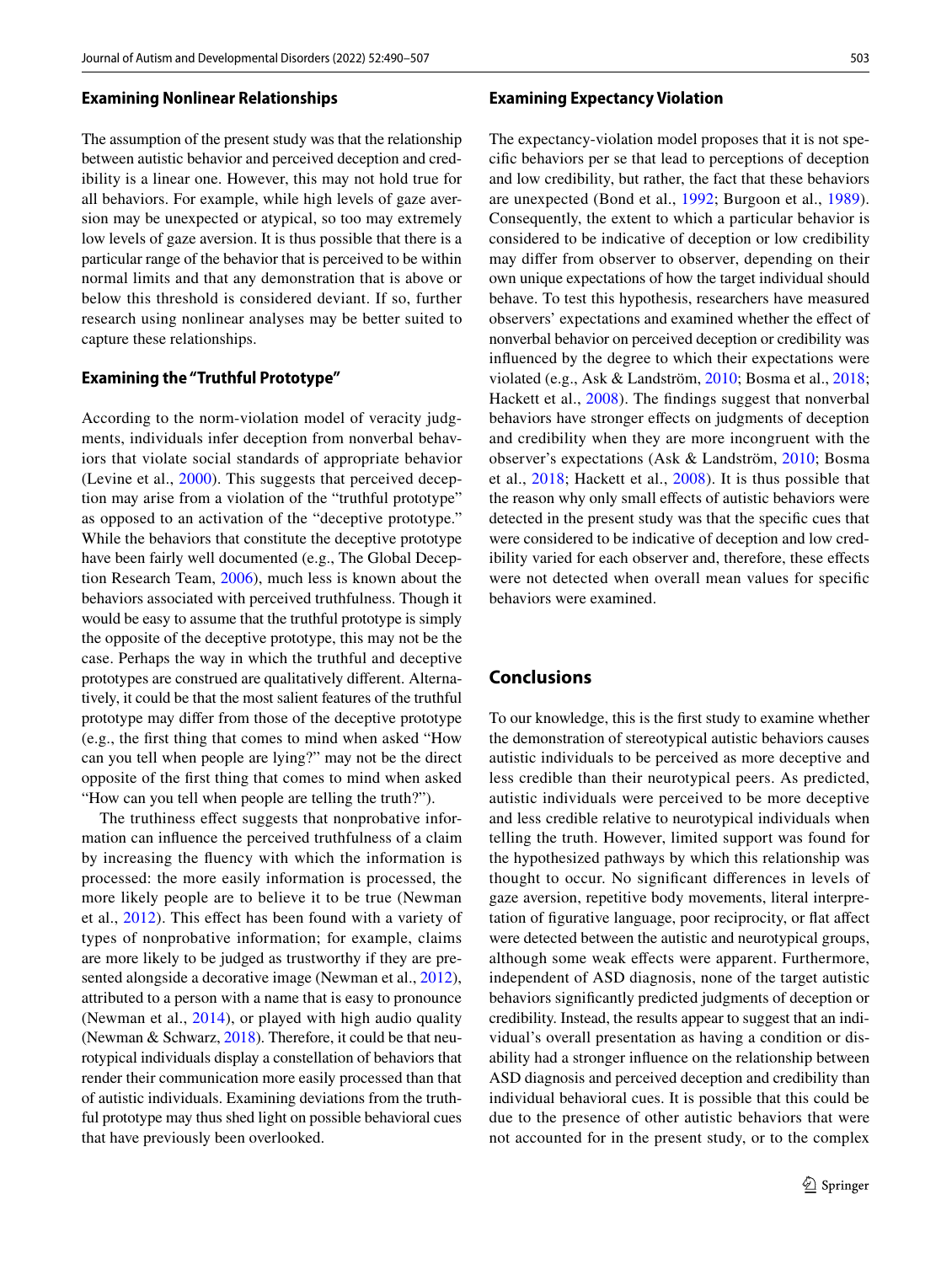### Examining Nonlinear Relationships

The assumption of the present study was that the relationship between autistic behavior and perceived deception and credibility is a linear one. However, this may not hold true for all behaviors. For example, while high levels of gaze aversion may be unexpected or atypical, so too may extremely low levels of gaze aversion. It is thus possible that there is a particular range of the behavior that is perceived to be within normal limits and that any demonstration that is above or below this threshold is considered deviant. If so, further research using nonlinear analyses may be better suited to capture these relationships.

### Examining the "Truthful Prototype"

According to the norm-violation model of veracity judgments, individuals infer deception from nonverbal behaviors that violate social standards of appropriate behavior (Levine et al., 2000). This suggests that perceived deception may arise from a violation of the "truthful prototype" as opposed to an activation of the "deceptive prototype." While the behaviors that constitute the deceptive prototype have been fairly well documented (e.g., The Global Deception Research Team, 2006), much less is known about the behaviors associated with perceived truthfulness. Though it would be easy to assume that the truthful prototype is simply the opposite of the deceptive prototype, this may not be the case. Perhaps the way in which the truthful and deceptive prototypes are construed are qualitatively different. Alternatively, it could be that the most salient features of the truthful prototype may differ from those of the deceptive prototype (e.g., the first thing that comes to mind when asked "How can you tell when people are lying?" may not be the direct opposite of the first thing that comes to mind when asked "How can you tell when people are telling the truth?").

The truthiness effect suggests that nonprobative information can influence the perceived truthfulness of a claim by increasing the fluency with which the information is processed: the more easily information is processed, the more likely people are to believe it to be true (Newman et al., 2012). This effect has been found with a variety of types of nonprobative information; for example, claims are more likely to be judged as trustworthy if they are presented alongside a decorative image (Newman et al., 2012), attributed to a person with a name that is easy to pronounce (Newman et al., 2014), or played with high audio quality (Newman & Schwarz, 2018). Therefore, it could be that neurotypical individuals display a constellation of behaviors that render their communication more easily processed than that of autistic individuals. Examining deviations from the truthful prototype may thus shed light on possible behavioral cues that have previously been overlooked.

### Examining Expectancy Violation

The expectancy-violation model proposes that it is not specific behaviors per se that lead to perceptions of deception and low credibility, but rather, the fact that these behaviors are unexpected (Bond et al., 1992; Burgoon et al., 1989). Consequently, the extent to which a particular behavior is considered to be indicative of deception or low credibility may differ from observer to observer, depending on their own unique expectations of how the target individual should behave. To test this hypothesis, researchers have measured observers' expectations and examined whether the effect of nonverbal behavior on perceived deception or credibility was influenced by the degree to which their expectations were violated (e.g., Ask & Landström, 2010; Bosma et al., 2018; Hackett et al., 2008). The findings suggest that nonverbal behaviors have stronger effects on judgments of deception and credibility when they are more incongruent with the observer's expectations (Ask & Landström, 2010; Bosma et al., 2018; Hackett et al., 2008). It is thus possible that the reason why only small effects of autistic behaviors were detected in the present study was that the specific cues that were considered to be indicative of deception and low credibility varied for each observer and, therefore, these effects were not detected when overall mean values for specific behaviors were examined.

## Conclusions

To our knowledge, this is the first study to examine whether the demonstration of stereotypical autistic behaviors causes autistic individuals to be perceived as more deceptive and less credible than their neurotypical peers. As predicted, autistic individuals were perceived to be more deceptive and less credible relative to neurotypical individuals when telling the truth. However, limited support was found for the hypothesized pathways by which this relationship was thought to occur. No significant differences in levels of gaze aversion, repetitive body movements, literal interpretation of figurative language, poor reciprocity, or flat affect were detected between the autistic and neurotypical groups, although some weak effects were apparent. Furthermore, independent of ASD diagnosis, none of the target autistic behaviors significantly predicted judgments of deception or credibility. Instead, the results appear to suggest that an individual's overall presentation as having a condition or disability had a stronger influence on the relationship between ASD diagnosis and perceived deception and credibility than individual behavioral cues. It is possible that this could be due to the presence of other autistic behaviors that were not accounted for in the present study, or to the complex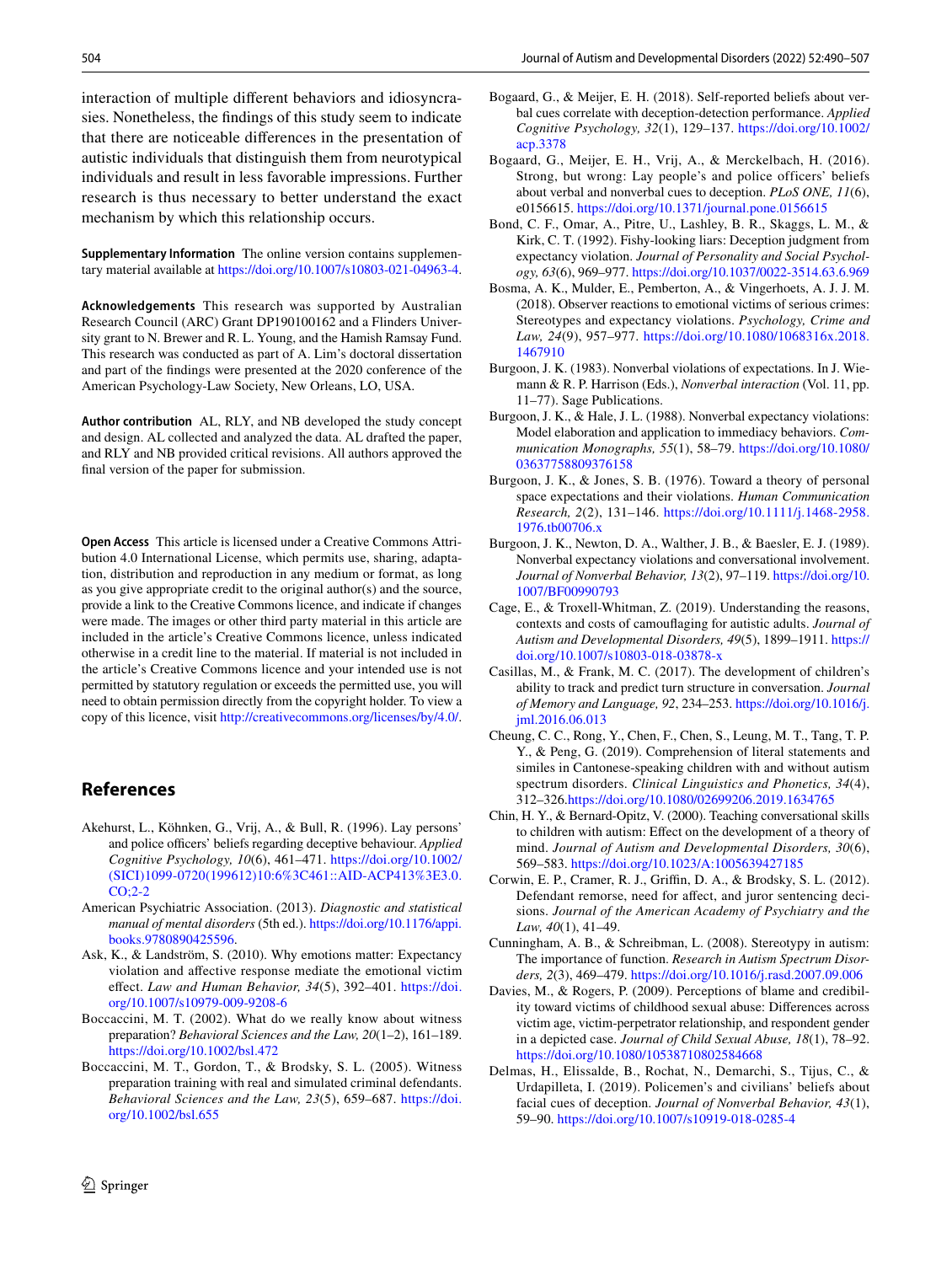interaction of multiple different behaviors and idiosyncrasies. Nonetheless, the findings of this study seem to indicate that there are noticeable differences in the presentation of autistic individuals that distinguish them from neurotypical individuals and result in less favorable impressions. Further research is thus necessary to better understand the exact mechanism by which this relationship occurs.

**Supplementary Information** The online version contains supplementary material available at https://doi.org/10.1007/s10803-021-04963-4.

**Acknowledgements** This research was supported by Australian Research Council (ARC) Grant DP190100162 and a Flinders University grant to N. Brewer and R. L. Young, and the Hamish Ramsay Fund. This research was conducted as part of A. Lim's doctoral dissertation and part of the findings were presented at the 2020 conference of the American Psychology-Law Society, New Orleans, LO, USA.

**Author contribution** AL, RLY, and NB developed the study concept and design. AL collected and analyzed the data. AL drafted the paper, and RLY and NB provided critical revisions. All authors approved the final version of the paper for submission.

**Open Access** This article is licensed under a Creative Commons Attribution 4.0 International License, which permits use, sharing, adaptation, distribution and reproduction in any medium or format, as long as you give appropriate credit to the original author(s) and the source, provide a link to the Creative Commons licence, and indicate if changes were made. The images or other third party material in this article are included in the article's Creative Commons licence, unless indicated otherwise in a credit line to the material. If material is not included in the article's Creative Commons licence and your intended use is not permitted by statutory regulation or exceeds the permitted use, you will need to obtain permission directly from the copyright holder. To view a copy of this licence, visit http://creativecommons.org/licenses/by/4.0/.

## References

Akehurst, L., Köhnken, G., Vrij, A., & Bull, R. (1996). Lay persons' and police officers' beliefs regarding deceptive behaviour. *Applied Cognitive Psychology, 10*(6), 461–471. https://doi.org/10.1002/(SICI)1099-0720(199612)10:6%3C461::AID-ACP413%3E3.0.CO;2-2

American Psychiatric Association. (2013). *Diagnostic and statistical manual of mental disorders* (5th ed.). https://doi.org/10.1176/appi.books.9780890425596.

Ask, K., & Landström, S. (2010). Why emotions matter: Expectancy violation and affective response mediate the emotional victim effect. *Law and Human Behavior, 34*(5), 392–401. https://doi.org/10.1007/s10979-009-9208-6

Boccaccini, M. T. (2002). What do we really know about witness preparation? *Behavioral Sciences and the Law, 20*(1–2), 161–189. https://doi.org/10.1002/bsl.472

Boccaccini, M. T., Gordon, T., & Brodsky, S. L. (2005). Witness preparation training with real and simulated criminal defendants. *Behavioral Sciences and the Law, 23*(5), 659–687. https://doi.org/10.1002/bsl.655

Bogaard, G., & Meijer, E. H. (2018). Self-reported beliefs about verbal cues correlate with deception-detection performance. *Applied Cognitive Psychology, 32*(1), 129–137. https://doi.org/10.1002/acp.3378

Bogaard, G., Meijer, E. H., Vrij, A., & Merckelbach, H. (2016). Strong, but wrong: Lay people's and police officers' beliefs about verbal and nonverbal cues to deception. *PLoS ONE, 11*(6), e0156615. https://doi.org/10.1371/journal.pone.0156615

Bond, C. F., Omar, A., Pitre, U., Lashley, B. R., Skaggs, L. M., & Kirk, C. T. (1992). Fishy-looking liars: Deception judgment from expectancy violation. *Journal of Personality and Social Psychology, 63*(6), 969–977. https://doi.org/10.1037/0022-3514.63.6.969

Bosma, A. K., Mulder, E., Pemberton, A., & Vingerhoets, A. J. J. M. (2018). Observer reactions to emotional victims of serious crimes: Stereotypes and expectancy violations. *Psychology, Crime and Law, 24*(9), 957–977. https://doi.org/10.1080/1068316x.2018.1467910

Burgoon, J. K. (1983). Nonverbal violations of expectations. In J. Wiemann & R. P. Harrison (Eds.), *Nonverbal interaction* (Vol. 11, pp. 11–77). Sage Publications.

Burgoon, J. K., & Hale, J. L. (1988). Nonverbal expectancy violations: Model elaboration and application to immediacy behaviors. *Communication Monographs, 55*(1), 58–79. https://doi.org/10.1080/03637758809376158

Burgoon, J. K., & Jones, S. B. (1976). Toward a theory of personal space expectations and their violations. *Human Communication Research, 2*(2), 131–146. https://doi.org/10.1111/j.1468-2958.1976.tb00706.x

Burgoon, J. K., Newton, D. A., Walther, J. B., & Baesler, E. J. (1989). Nonverbal expectancy violations and conversational involvement. *Journal of Nonverbal Behavior, 13*(2), 97–119. https://doi.org/10.1007/BF00990793

Cage, E., & Troxell-Whitman, Z. (2019). Understanding the reasons, contexts and costs of camouflaging for autistic adults. *Journal of Autism and Developmental Disorders, 49*(5), 1899–1911. https://doi.org/10.1007/s10803-018-03878-x

Casillas, M., & Frank, M. C. (2017). The development of children's ability to track and predict turn structure in conversation. *Journal of Memory and Language, 92*, 234–253. https://doi.org/10.1016/j.jml.2016.06.013

Cheung, C. C., Rong, Y., Chen, F., Chen, S., Leung, M. T., Tang, T. P. Y., & Peng, G. (2019). Comprehension of literal statements and similes in Cantonese-speaking children with and without autism spectrum disorders. *Clinical Linguistics and Phonetics, 34*(4), 312–326.https://doi.org/10.1080/02699206.2019.1634765

Chin, H. Y., & Bernard-Opitz, V. (2000). Teaching conversational skills to children with autism: Effect on the development of a theory of mind. *Journal of Autism and Developmental Disorders, 30*(6), 569–583. https://doi.org/10.1023/A:1005639427185

Corwin, E. P., Cramer, R. J., Griffin, D. A., & Brodsky, S. L. (2012). Defendant remorse, need for affect, and juror sentencing decisions. *Journal of the American Academy of Psychiatry and the Law, 40*(1), 41–49.

Cunningham, A. B., & Schreibman, L. (2008). Stereotypy in autism: The importance of function. *Research in Autism Spectrum Disorders, 2*(3), 469–479. https://doi.org/10.1016/j.rasd.2007.09.006

Davies, M., & Rogers, P. (2009). Perceptions of blame and credibility toward victims of childhood sexual abuse: Differences across victim age, victim-perpetrator relationship, and respondent gender in a depicted case. *Journal of Child Sexual Abuse, 18*(1), 78–92. https://doi.org/10.1080/10538710802584668

Delmas, H., Elissalde, B., Rochat, N., Demarchi, S., Tijus, C., & Urdapilleta, I. (2019). Policemen's and civilians' beliefs about facial cues of deception. *Journal of Nonverbal Behavior, 43*(1), 59–90. https://doi.org/10.1007/s10919-018-0285-4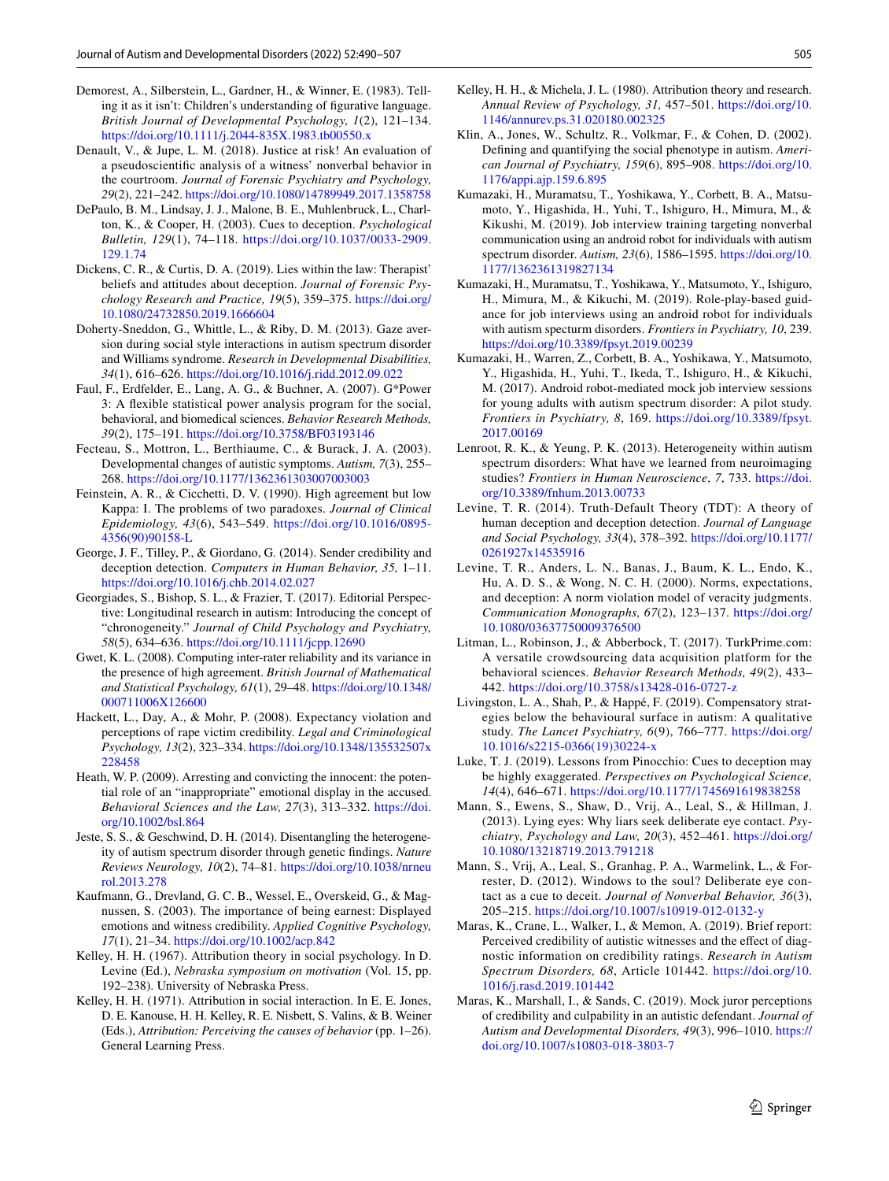Demorest, A., Silberstein, L., Gardner, H., & Winner, E. (1983). Telling it as it isn't: Children's understanding of figurative language. *British Journal of Developmental Psychology, 1*(2), 121–134. https://doi.org/10.1111/j.2044-835X.1983.tb00550.x

Denault, V., & Jupe, L. M. (2018). Justice at risk! An evaluation of a pseudoscientific analysis of a witness' nonverbal behavior in the courtroom. *Journal of Forensic Psychiatry and Psychology, 29*(2), 221–242. https://doi.org/10.1080/14789949.2017.1358758

DePaulo, B. M., Lindsay, J. J., Malone, B. E., Muhlenbruck, L., Charlton, K., & Cooper, H. (2003). Cues to deception. *Psychological Bulletin, 129*(1), 74–118. https://doi.org/10.1037/0033-2909.129.1.74

Dickens, C. R., & Curtis, D. A. (2019). Lies within the law: Therapist' beliefs and attitudes about deception. *Journal of Forensic Psychology Research and Practice, 19*(5), 359–375. https://doi.org/10.1080/24732850.2019.1666604

Doherty-Sneddon, G., Whittle, L., & Riby, D. M. (2013). Gaze aversion during social style interactions in autism spectrum disorder and Williams syndrome. *Research in Developmental Disabilities, 34*(1), 616–626. https://doi.org/10.1016/j.ridd.2012.09.022

Faul, F., Erdfelder, E., Lang, A. G., & Buchner, A. (2007). G*Power 3: A flexible statistical power analysis program for the social, behavioral, and biomedical sciences. *Behavior Research Methods, 39*(2), 175–191. https://doi.org/10.3758/BF03193146

Fecteau, S., Mottron, L., Berthiaume, C., & Burack, J. A. (2003). Developmental changes of autistic symptoms. *Autism, 7*(3), 255–268. https://doi.org/10.1177/1362361303007003003

Feinstein, A. R., & Cicchetti, D. V. (1990). High agreement but low Kappa: I. The problems of two paradoxes. *Journal of Clinical Epidemiology, 43*(6), 543–549. https://doi.org/10.1016/0895-4356(90)90158-L

George, J. F., Tilley, P., & Giordano, G. (2014). Sender credibility and deception detection. *Computers in Human Behavior, 35,* 1–11. https://doi.org/10.1016/j.chb.2014.02.027

Georgiades, S., Bishop, S. L., & Frazier, T. (2017). Editorial Perspective: Longitudinal research in autism: Introducing the concept of "chronogeneity." *Journal of Child Psychology and Psychiatry, 58*(5), 634–636. https://doi.org/10.1111/jcpp.12690

Gwet, K. L. (2008). Computing inter-rater reliability and its variance in the presence of high agreement. *British Journal of Mathematical and Statistical Psychology, 61*(1), 29–48. https://doi.org/10.1348/000711006X126600

Hackett, L., Day, A., & Mohr, P. (2008). Expectancy violation and perceptions of rape victim credibility. *Legal and Criminological Psychology, 13*(2), 323–334. https://doi.org/10.1348/135532507x228458

Heath, W. P. (2009). Arresting and convicting the innocent: the potential role of an "inappropriate" emotional display in the accused. *Behavioral Sciences and the Law, 27*(3), 313–332. https://doi.org/10.1002/bsl.864

Jeste, S. S., & Geschwind, D. H. (2014). Disentangling the heterogeneity of autism spectrum disorder through genetic findings. *Nature Reviews Neurology, 10*(2), 74–81. https://doi.org/10.1038/nrneurol.2013.278

Kaufmann, G., Drevland, G. C. B., Wessel, E., Overskeid, G., & Magnussen, S. (2003). The importance of being earnest: Displayed emotions and witness credibility. *Applied Cognitive Psychology, 17*(1), 21–34. https://doi.org/10.1002/acp.842

Kelley, H. H. (1967). Attribution theory in social psychology. In D. Levine (Ed.), *Nebraska symposium on motivation* (Vol. 15, pp. 192–238). University of Nebraska Press.

Kelley, H. H. (1971). Attribution in social interaction. In E. E. Jones, D. E. Kanouse, H. H. Kelley, R. E. Nisbett, S. Valins, & B. Weiner (Eds.), *Attribution: Perceiving the causes of behavior* (pp. 1–26). General Learning Press.

Kelley, H. H., & Michela, J. L. (1980). Attribution theory and research. *Annual Review of Psychology, 31,* 457–501. https://doi.org/10.1146/annurev.ps.31.020180.002325

Klin, A., Jones, W., Schultz, R., Volkmar, F., & Cohen, D. (2002). Defining and quantifying the social phenotype in autism. *American Journal of Psychiatry, 159*(6), 895–908. https://doi.org/10.1176/appi.ajp.159.6.895

Kumazaki, H., Muramatsu, T., Yoshikawa, Y., Corbett, B. A., Matsumoto, Y., Higashida, H., Yuhi, T., Ishiguro, H., Mimura, M., & Kikushi, M. (2019). Job interview training targeting nonverbal communication using an android robot for individuals with autism spectrum disorder. *Autism, 23*(6), 1586–1595. https://doi.org/10.1177/1362361319827134

Kumazaki, H., Muramatsu, T., Yoshikawa, Y., Matsumoto, Y., Ishiguro, H., Mimura, M., & Kikuchi, M. (2019). Role-play-based guidance for job interviews using an android robot for individuals with autism specturm disorders. *Frontiers in Psychiatry, 10*, 239. https://doi.org/10.3389/fpsyt.2019.00239

Kumazaki, H., Warren, Z., Corbett, B. A., Yoshikawa, Y., Matsumoto, Y., Higashida, H., Yuhi, T., Ikeda, T., Ishiguro, H., & Kikuchi, M. (2017). Android robot-mediated mock job interview sessions for young adults with autism spectrum disorder: A pilot study. *Frontiers in Psychiatry, 8*, 169. https://doi.org/10.3389/fpsyt.2017.00169

Lenroot, R. K., & Yeung, P. K. (2013). Heterogeneity within autism spectrum disorders: What have we learned from neuroimaging studies? *Frontiers in Human Neuroscience*, *7*, 733. https://doi.org/10.3389/fnhum.2013.00733

Levine, T. R. (2014). Truth-Default Theory (TDT): A theory of human deception and deception detection. *Journal of Language and Social Psychology, 33*(4), 378–392. https://doi.org/10.1177/0261927x14535916

Levine, T. R., Anders, L. N., Banas, J., Baum, K. L., Endo, K., Hu, A. D. S., & Wong, N. C. H. (2000). Norms, expectations, and deception: A norm violation model of veracity judgments. *Communication Monographs, 67*(2), 123–137. https://doi.org/10.1080/03637750009376500

Litman, L., Robinson, J., & Abberbock, T. (2017). TurkPrime.com: A versatile crowdsourcing data acquisition platform for the behavioral sciences. *Behavior Research Methods, 49*(2), 433–442. https://doi.org/10.3758/s13428-016-0727-z

Livingston, L. A., Shah, P., & Happé, F. (2019). Compensatory strategies below the behavioural surface in autism: A qualitative study. *The Lancet Psychiatry, 6*(9), 766–777. https://doi.org/10.1016/s2215-0366(19)30224-x

Luke, T. J. (2019). Lessons from Pinocchio: Cues to deception may be highly exaggerated. *Perspectives on Psychological Science, 14*(4), 646–671. https://doi.org/10.1177/1745691619838258

Mann, S., Ewens, S., Shaw, D., Vrij, A., Leal, S., & Hillman, J. (2013). Lying eyes: Why liars seek deliberate eye contact. *Psychiatry, Psychology and Law, 20*(3), 452–461. https://doi.org/10.1080/13218719.2013.791218

Mann, S., Vrij, A., Leal, S., Granhag, P. A., Warmelink, L., & Forrester, D. (2012). Windows to the soul? Deliberate eye contact as a cue to deceit. *Journal of Nonverbal Behavior, 36*(3), 205–215. https://doi.org/10.1007/s10919-012-0132-y

Maras, K., Crane, L., Walker, I., & Memon, A. (2019). Brief report: Perceived credibility of autistic witnesses and the effect of diagnostic information on credibility ratings. *Research in Autism Spectrum Disorders, 68*, Article 101442. https://doi.org/10.1016/j.rasd.2019.101442

Maras, K., Marshall, I., & Sands, C. (2019). Mock juror perceptions of credibility and culpability in an autistic defendant. *Journal of Autism and Developmental Disorders, 49*(3), 996–1010. https://doi.org/10.1007/s10803-018-3803-7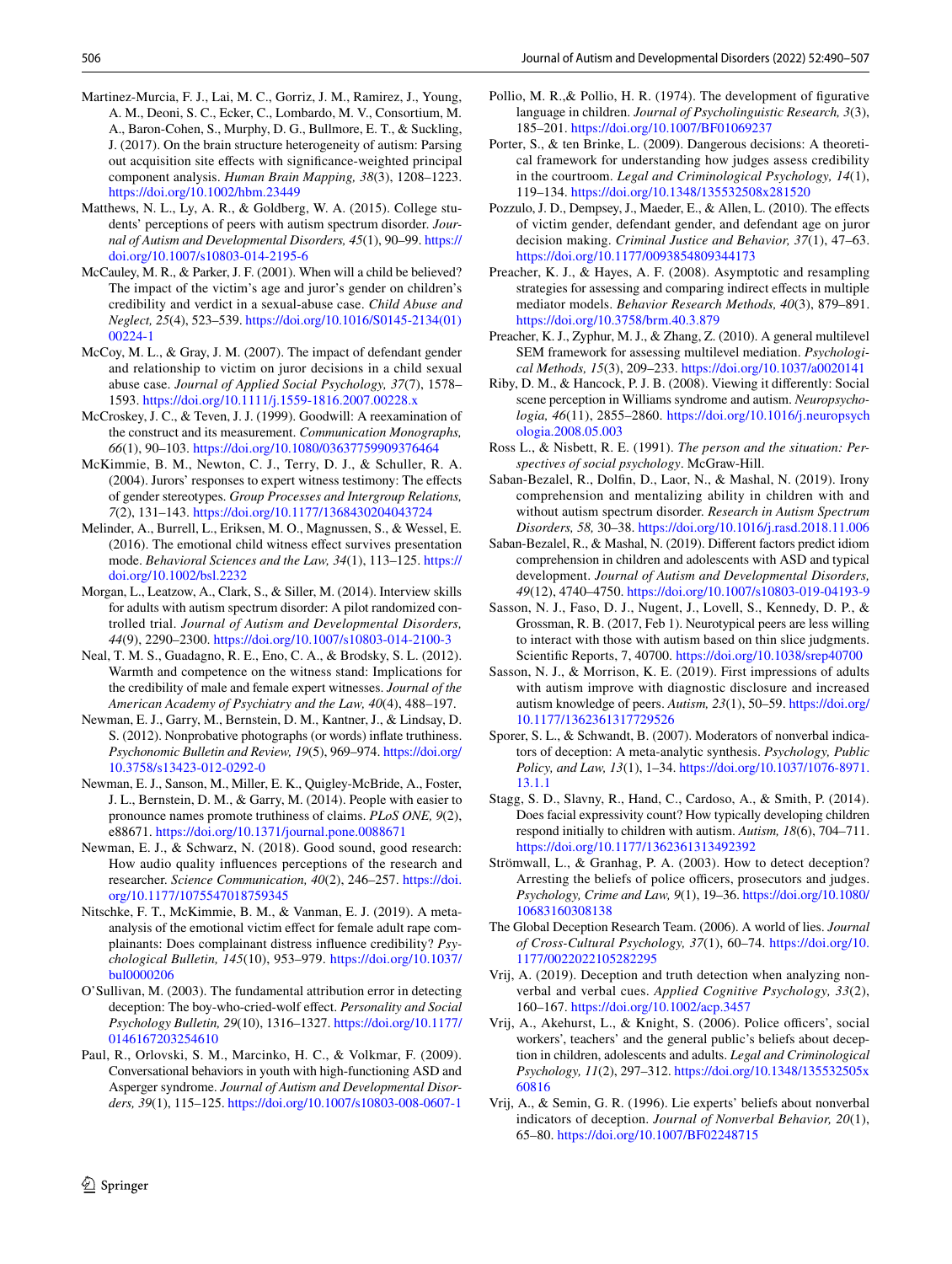Martinez-Murcia, F. J., Lai, M. C., Gorriz, J. M., Ramirez, J., Young, A. M., Deoni, S. C., Ecker, C., Lombardo, M. V., Consortium, M. A., Baron-Cohen, S., Murphy, D. G., Bullmore, E. T., & Suckling, J. (2017). On the brain structure heterogeneity of autism: Parsing out acquisition site effects with significance-weighted principal component analysis. *Human Brain Mapping, 38*(3), 1208–1223. https://doi.org/10.1002/hbm.23449

Matthews, N. L., Ly, A. R., & Goldberg, W. A. (2015). College students' perceptions of peers with autism spectrum disorder. *Journal of Autism and Developmental Disorders, 45*(1), 90–99. https://doi.org/10.1007/s10803-014-2195-6

McCauley, M. R., & Parker, J. F. (2001). When will a child be believed? The impact of the victim's age and juror's gender on children's credibility and verdict in a sexual-abuse case. *Child Abuse and Neglect, 25*(4), 523–539. https://doi.org/10.1016/S0145-2134(01)00224-1

McCoy, M. L., & Gray, J. M. (2007). The impact of defendant gender and relationship to victim on juror decisions in a child sexual abuse case. *Journal of Applied Social Psychology, 37*(7), 1578–1593. https://doi.org/10.1111/j.1559-1816.2007.00228.x

McCroskey, J. C., & Teven, J. J. (1999). Goodwill: A reexamination of the construct and its measurement. *Communication Monographs, 66*(1), 90–103. https://doi.org/10.1080/03637759909376464

McKimmie, B. M., Newton, C. J., Terry, D. J., & Schuller, R. A. (2004). Jurors' responses to expert witness testimony: The effects of gender stereotypes. *Group Processes and Intergroup Relations, 7*(2), 131–143. https://doi.org/10.1177/1368430204043724

Melinder, A., Burrell, L., Eriksen, M. O., Magnussen, S., & Wessel, E. (2016). The emotional child witness effect survives presentation mode. *Behavioral Sciences and the Law, 34*(1), 113–125. https://doi.org/10.1002/bsl.2232

Morgan, L., Leatzow, A., Clark, S., & Siller, M. (2014). Interview skills for adults with autism spectrum disorder: A pilot randomized controlled trial. *Journal of Autism and Developmental Disorders, 44*(9), 2290–2300. https://doi.org/10.1007/s10803-014-2100-3

Neal, T. M. S., Guadagno, R. E., Eno, C. A., & Brodsky, S. L. (2012). Warmth and competence on the witness stand: Implications for the credibility of male and female expert witnesses. *Journal of the American Academy of Psychiatry and the Law, 40*(4), 488–197.

Newman, E. J., Garry, M., Bernstein, D. M., Kantner, J., & Lindsay, D. S. (2012). Nonprobative photographs (or words) inflate truthiness. *Psychonomic Bulletin and Review, 19*(5), 969–974. https://doi.org/10.3758/s13423-012-0292-0

Newman, E. J., Sanson, M., Miller, E. K., Quigley-McBride, A., Foster, J. L., Bernstein, D. M., & Garry, M. (2014). People with easier to pronounce names promote truthiness of claims. *PLoS ONE, 9*(2), e88671. https://doi.org/10.1371/journal.pone.0088671

Newman, E. J., & Schwarz, N. (2018). Good sound, good research: How audio quality influences perceptions of the research and researcher. *Science Communication, 40*(2), 246–257. https://doi.org/10.1177/1075547018759345

Nitschke, F. T., McKimmie, B. M., & Vanman, E. J. (2019). A meta-analysis of the emotional victim effect for female adult rape complainants: Does complainant distress influence credibility? *Psychological Bulletin, 145*(10), 953–979. https://doi.org/10.1037/bul0000206

O'Sullivan, M. (2003). The fundamental attribution error in detecting deception: The boy-who-cried-wolf effect. *Personality and Social Psychology Bulletin, 29*(10), 1316–1327. https://doi.org/10.1177/0146167203254610

Paul, R., Orlovski, S. M., Marcinko, H. C., & Volkmar, F. (2009). Conversational behaviors in youth with high-functioning ASD and Asperger syndrome. *Journal of Autism and Developmental Disorders, 39*(1), 115–125. https://doi.org/10.1007/s10803-008-0607-1

Pollio, M. R.,& Pollio, H. R. (1974). The development of figurative language in children. *Journal of Psycholinguistic Research, 3*(3), 185–201. https://doi.org/10.1007/BF01069237

Porter, S., & ten Brinke, L. (2009). Dangerous decisions: A theoretical framework for understanding how judges assess credibility in the courtroom. *Legal and Criminological Psychology, 14*(1), 119–134. https://doi.org/10.1348/135532508x281520

Pozzulo, J. D., Dempsey, J., Maeder, E., & Allen, L. (2010). The effects of victim gender, defendant gender, and defendant age on juror decision making. *Criminal Justice and Behavior, 37*(1), 47–63. https://doi.org/10.1177/0093854809344173

Preacher, K. J., & Hayes, A. F. (2008). Asymptotic and resampling strategies for assessing and comparing indirect effects in multiple mediator models. *Behavior Research Methods, 40*(3), 879–891. https://doi.org/10.3758/brm.40.3.879

Preacher, K. J., Zyphur, M. J., & Zhang, Z. (2010). A general multilevel SEM framework for assessing multilevel mediation. *Psychological Methods, 15*(3), 209–233. https://doi.org/10.1037/a0020141

Riby, D. M., & Hancock, P. J. B. (2008). Viewing it differently: Social scene perception in Williams syndrome and autism. *Neuropsychologia, 46*(11), 2855–2860. https://doi.org/10.1016/j.neuropsychologia.2008.05.003

Ross L., & Nisbett, R. E. (1991). *The person and the situation: Perspectives of social psychology*. McGraw-Hill.

Saban-Bezalel, R., Dolfin, D., Laor, N., & Mashal, N. (2019). Irony comprehension and mentalizing ability in children with and without autism spectrum disorder. *Research in Autism Spectrum Disorders, 58,* 30–38. https://doi.org/10.1016/j.rasd.2018.11.006

Saban-Bezalel, R., & Mashal, N. (2019). Different factors predict idiom comprehension in children and adolescents with ASD and typical development. *Journal of Autism and Developmental Disorders, 49*(12), 4740–4750. https://doi.org/10.1007/s10803-019-04193-9

Sasson, N. J., Faso, D. J., Nugent, J., Lovell, S., Kennedy, D. P., & Grossman, R. B. (2017, Feb 1). Neurotypical peers are less willing to interact with those with autism based on thin slice judgments. Scientific Reports, 7, 40700. https://doi.org/10.1038/srep40700

Sasson, N. J., & Morrison, K. E. (2019). First impressions of adults with autism improve with diagnostic disclosure and increased autism knowledge of peers. *Autism, 23*(1), 50–59. https://doi.org/10.1177/1362361317729526

Sporer, S. L., & Schwandt, B. (2007). Moderators of nonverbal indicators of deception: A meta-analytic synthesis. *Psychology, Public Policy, and Law, 13*(1), 1–34. https://doi.org/10.1037/1076-8971.13.1.1

Stagg, S. D., Slavny, R., Hand, C., Cardoso, A., & Smith, P. (2014). Does facial expressivity count? How typically developing children respond initially to children with autism. *Autism, 18*(6), 704–711. https://doi.org/10.1177/1362361313492392

Strömwall, L., & Granhag, P. A. (2003). How to detect deception? Arresting the beliefs of police officers, prosecutors and judges. *Psychology, Crime and Law, 9*(1), 19–36. https://doi.org/10.1080/10683160308138

The Global Deception Research Team. (2006). A world of lies. *Journal of Cross-Cultural Psychology, 37*(1), 60–74. https://doi.org/10.1177/0022022105282295

Vrij, A. (2019). Deception and truth detection when analyzing nonverbal and verbal cues. *Applied Cognitive Psychology, 33*(2), 160–167. https://doi.org/10.1002/acp.3457

Vrij, A., Akehurst, L., & Knight, S. (2006). Police officers', social workers', teachers' and the general public's beliefs about deception in children, adolescents and adults. *Legal and Criminological Psychology, 11*(2), 297–312. https://doi.org/10.1348/135532505x60816

Vrij, A., & Semin, G. R. (1996). Lie experts' beliefs about nonverbal indicators of deception. *Journal of Nonverbal Behavior, 20*(1), 65–80. https://doi.org/10.1007/BF02248715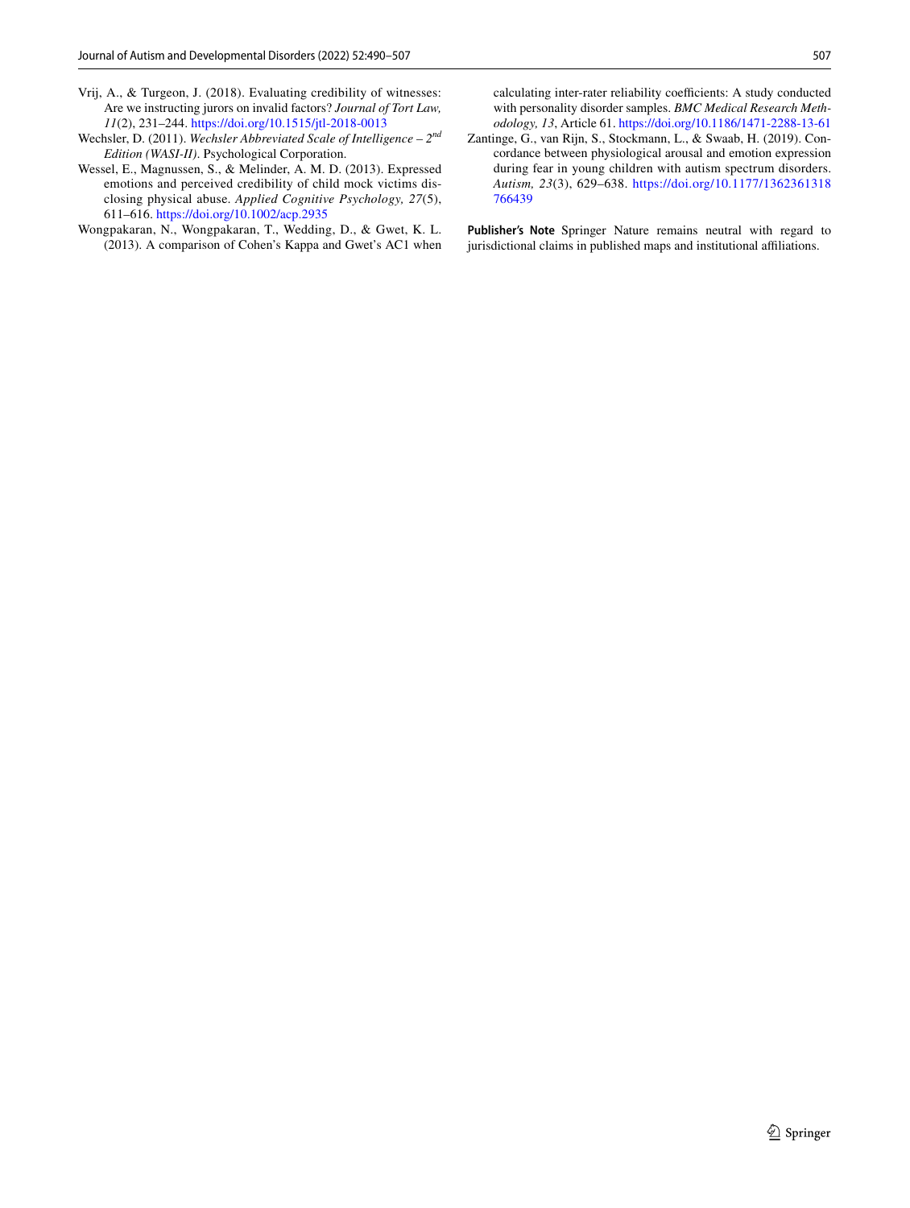Vrij, A., & Turgeon, J. (2018). Evaluating credibility of witnesses: Are we instructing jurors on invalid factors? *Journal of Tort Law, 11*(2), 231–244. https://doi.org/10.1515/jtl-2018-0013

Wechsler, D. (2011). *Wechsler Abbreviated Scale of Intelligence – 2nd Edition (WASI-II)*. Psychological Corporation.

Wessel, E., Magnussen, S., & Melinder, A. M. D. (2013). Expressed emotions and perceived credibility of child mock victims disclosing physical abuse. *Applied Cognitive Psychology, 27*(5), 611–616. https://doi.org/10.1002/acp.2935

Wongpakaran, N., Wongpakaran, T., Wedding, D., & Gwet, K. L. (2013). A comparison of Cohen's Kappa and Gwet's AC1 when calculating inter-rater reliability coefficients: A study conducted with personality disorder samples. *BMC Medical Research Methodology, 13*, Article 61. https://doi.org/10.1186/1471-2288-13-61

Zantinge, G., van Rijn, S., Stockmann, L., & Swaab, H. (2019). Concordance between physiological arousal and emotion expression during fear in young children with autism spectrum disorders. *Autism, 23*(3), 629–638. https://doi.org/10.1177/1362361318766439

**Publisher's Note** Springer Nature remains neutral with regard to jurisdictional claims in published maps and institutional affiliations.